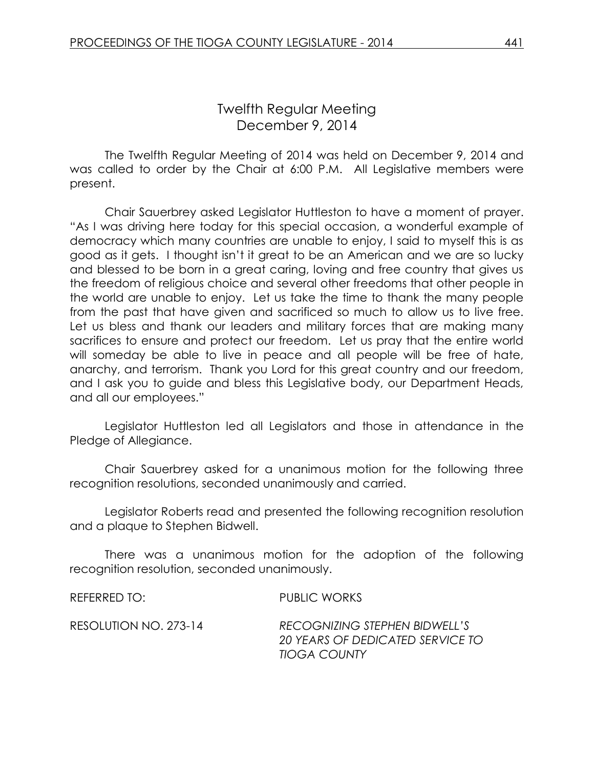# Twelfth Regular Meeting
## December 9, 2014

The Twelfth Regular Meeting of 2014 was held on December 9, 2014 and was called to order by the Chair at 6:00 P.M. All Legislative members were present.

Chair Sauerbrey asked Legislator Huttleston to have a moment of prayer. "As I was driving here today for this special occasion, a wonderful example of democracy which many countries are unable to enjoy, I said to myself this is as good as it gets. I thought isn't it great to be an American and we are so lucky and blessed to be born in a great caring, loving and free country that gives us the freedom of religious choice and several other freedoms that other people in the world are unable to enjoy. Let us take the time to thank the many people from the past that have given and sacrificed so much to allow us to live free. Let us bless and thank our leaders and military forces that are making many sacrifices to ensure and protect our freedom. Let us pray that the entire world will someday be able to live in peace and all people will be free of hate, anarchy, and terrorism. Thank you Lord for this great country and our freedom, and I ask you to guide and bless this Legislative body, our Department Heads, and all our employees."

Legislator Huttleston led all Legislators and those in attendance in the Pledge of Allegiance.

Chair Sauerbrey asked for a unanimous motion for the following three recognition resolutions, seconded unanimously and carried.

Legislator Roberts read and presented the following recognition resolution and a plaque to Stephen Bidwell.

There was a unanimous motion for the adoption of the following recognition resolution, seconded unanimously.

REFERRED TO: PUBLIC WORKS

RESOLUTION NO. 273-14 *RECOGNIZING STEPHEN BIDWELL'S 20 YEARS OF DEDICATED SERVICE TO TIOGA COUNTY*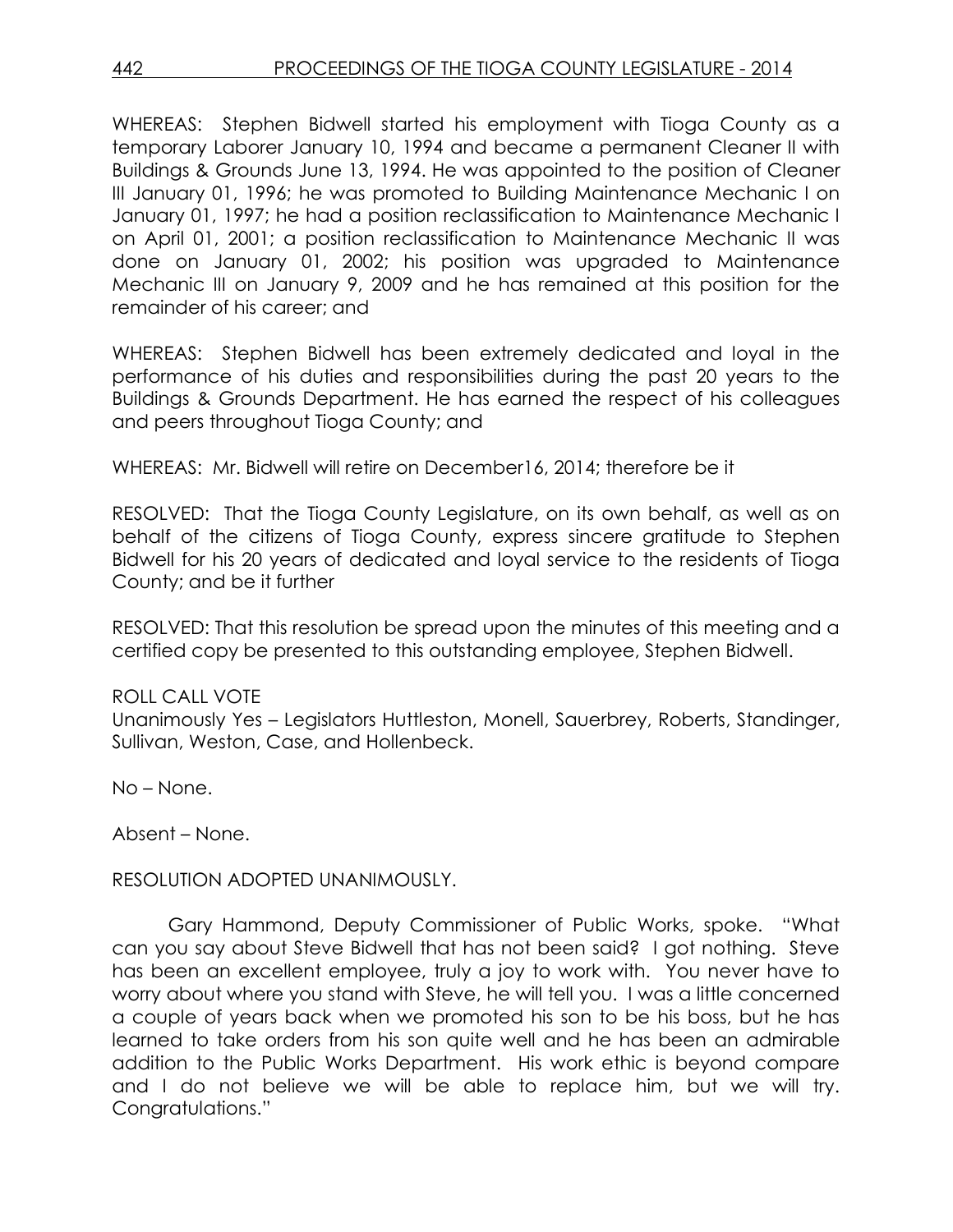WHEREAS: Stephen Bidwell started his employment with Tioga County as a temporary Laborer January 10, 1994 and became a permanent Cleaner II with Buildings & Grounds June 13, 1994. He was appointed to the position of Cleaner III January 01, 1996; he was promoted to Building Maintenance Mechanic I on January 01, 1997; he had a position reclassification to Maintenance Mechanic I on April 01, 2001; a position reclassification to Maintenance Mechanic II was done on January 01, 2002; his position was upgraded to Maintenance Mechanic III on January 9, 2009 and he has remained at this position for the remainder of his career; and

WHEREAS: Stephen Bidwell has been extremely dedicated and loyal in the performance of his duties and responsibilities during the past 20 years to the Buildings & Grounds Department. He has earned the respect of his colleagues and peers throughout Tioga County; and

WHEREAS: Mr. Bidwell will retire on December16, 2014; therefore be it

RESOLVED: That the Tioga County Legislature, on its own behalf, as well as on behalf of the citizens of Tioga County, express sincere gratitude to Stephen Bidwell for his 20 years of dedicated and loyal service to the residents of Tioga County; and be it further

RESOLVED: That this resolution be spread upon the minutes of this meeting and a certified copy be presented to this outstanding employee, Stephen Bidwell.

ROLL CALL VOTE
Unanimously Yes – Legislators Huttleston, Monell, Sauerbrey, Roberts, Standinger, Sullivan, Weston, Case, and Hollenbeck.

No – None.

Absent – None.

RESOLUTION ADOPTED UNANIMOUSLY.

Gary Hammond, Deputy Commissioner of Public Works, spoke. "What can you say about Steve Bidwell that has not been said? I got nothing. Steve has been an excellent employee, truly a joy to work with. You never have to worry about where you stand with Steve, he will tell you. I was a little concerned a couple of years back when we promoted his son to be his boss, but he has learned to take orders from his son quite well and he has been an admirable addition to the Public Works Department. His work ethic is beyond compare and I do not believe we will be able to replace him, but we will try. Congratulations."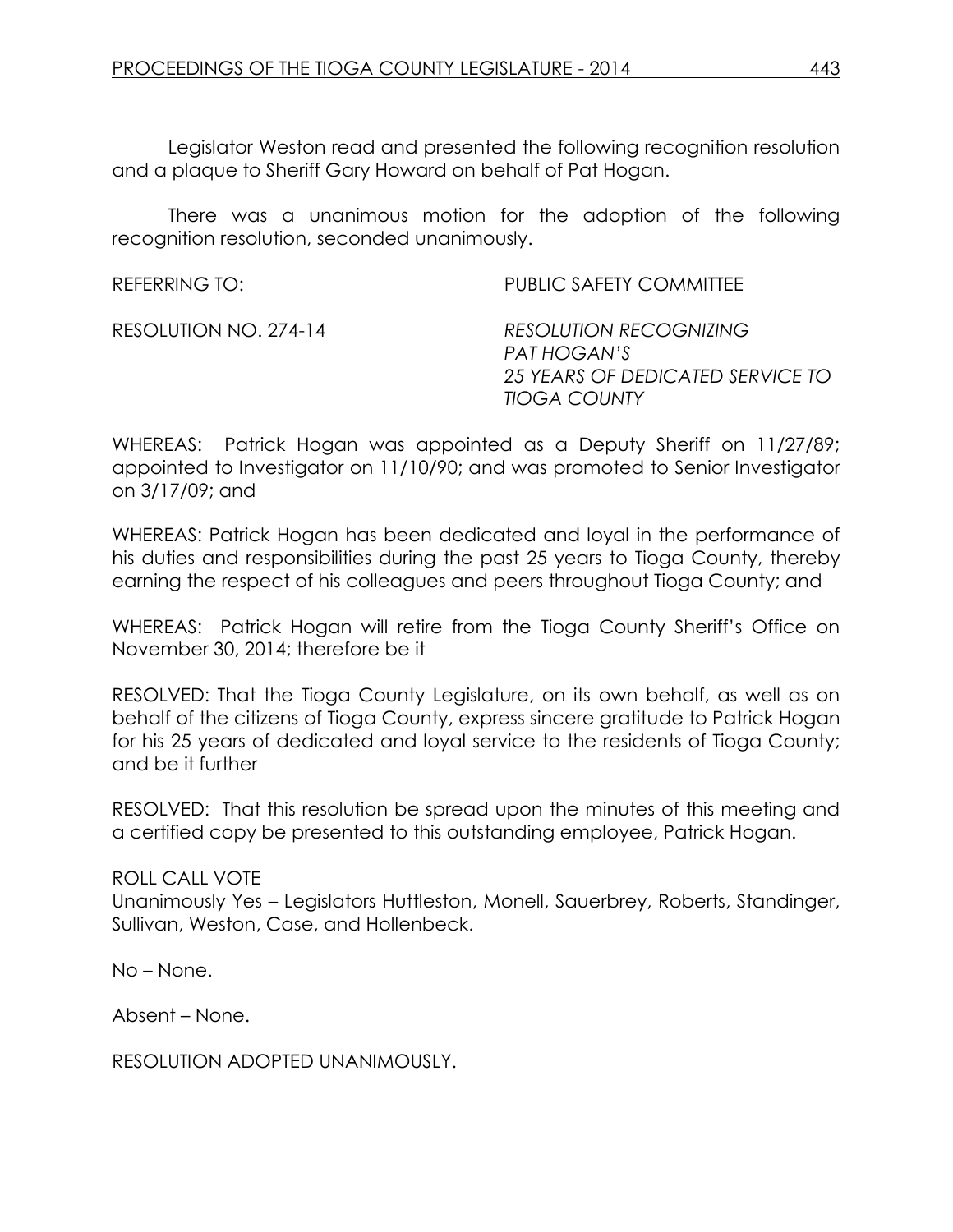Legislator Weston read and presented the following recognition resolution and a plaque to Sheriff Gary Howard on behalf of Pat Hogan.

There was a unanimous motion for the adoption of the following recognition resolution, seconded unanimously.

REFERRING TO: PUBLIC SAFETY COMMITTEE

RESOLUTION NO. 274-14 *RESOLUTION RECOGNIZING PAT HOGAN'S 25 YEARS OF DEDICATED SERVICE TO TIOGA COUNTY*

WHEREAS: Patrick Hogan was appointed as a Deputy Sheriff on 11/27/89; appointed to Investigator on 11/10/90; and was promoted to Senior Investigator on 3/17/09; and

WHEREAS: Patrick Hogan has been dedicated and loyal in the performance of his duties and responsibilities during the past 25 years to Tioga County, thereby earning the respect of his colleagues and peers throughout Tioga County; and

WHEREAS: Patrick Hogan will retire from the Tioga County Sheriff's Office on November 30, 2014; therefore be it

RESOLVED: That the Tioga County Legislature, on its own behalf, as well as on behalf of the citizens of Tioga County, express sincere gratitude to Patrick Hogan for his 25 years of dedicated and loyal service to the residents of Tioga County; and be it further

RESOLVED: That this resolution be spread upon the minutes of this meeting and a certified copy be presented to this outstanding employee, Patrick Hogan.

ROLL CALL VOTE
Unanimously Yes – Legislators Huttleston, Monell, Sauerbrey, Roberts, Standinger, Sullivan, Weston, Case, and Hollenbeck.

No – None.

Absent – None.

RESOLUTION ADOPTED UNANIMOUSLY.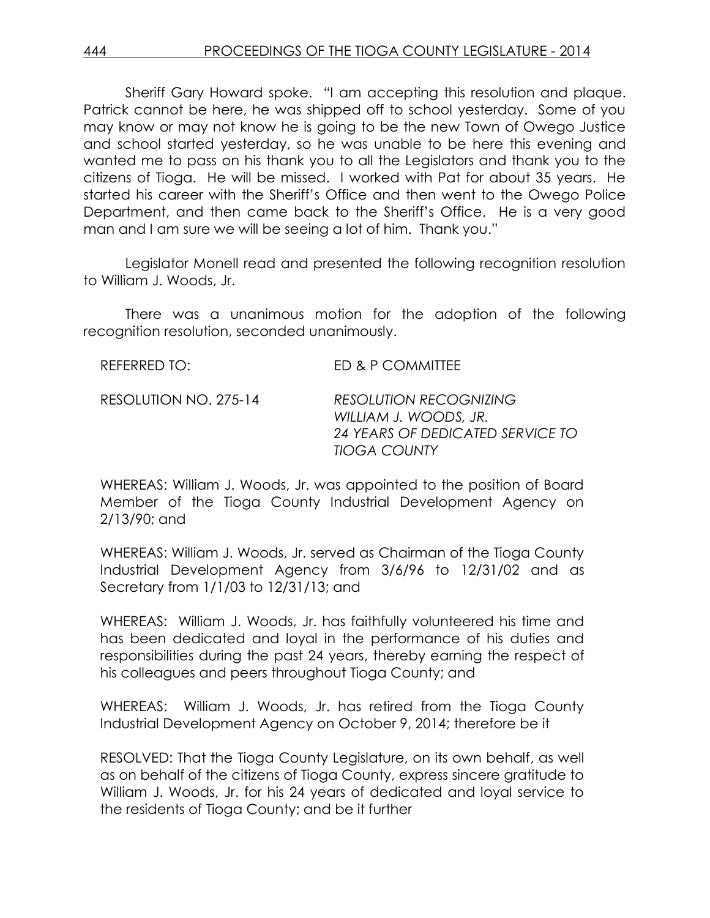Sheriff Gary Howard spoke. "I am accepting this resolution and plaque. Patrick cannot be here, he was shipped off to school yesterday. Some of you may know or may not know he is going to be the new Town of Owego Justice and school started yesterday, so he was unable to be here this evening and wanted me to pass on his thank you to all the Legislators and thank you to the citizens of Tioga. He will be missed. I worked with Pat for about 35 years. He started his career with the Sheriff's Office and then went to the Owego Police Department, and then came back to the Sheriff's Office. He is a very good man and I am sure we will be seeing a lot of him. Thank you."

Legislator Monell read and presented the following recognition resolution to William J. Woods, Jr.

There was a unanimous motion for the adoption of the following recognition resolution, seconded unanimously.

REFERRED TO: ED & P COMMITTEE

RESOLUTION NO. 275-14 *RESOLUTION RECOGNIZING WILLIAM J. WOODS, JR. 24 YEARS OF DEDICATED SERVICE TO TIOGA COUNTY*

WHEREAS: William J. Woods, Jr. was appointed to the position of Board Member of the Tioga County Industrial Development Agency on 2/13/90; and

WHEREAS: William J. Woods, Jr. served as Chairman of the Tioga County Industrial Development Agency from 3/6/96 to 12/31/02 and as Secretary from 1/1/03 to 12/31/13; and

WHEREAS: William J. Woods, Jr. has faithfully volunteered his time and has been dedicated and loyal in the performance of his duties and responsibilities during the past 24 years, thereby earning the respect of his colleagues and peers throughout Tioga County; and

WHEREAS: William J. Woods, Jr. has retired from the Tioga County Industrial Development Agency on October 9, 2014; therefore be it

RESOLVED: That the Tioga County Legislature, on its own behalf, as well as on behalf of the citizens of Tioga County, express sincere gratitude to William J. Woods, Jr. for his 24 years of dedicated and loyal service to the residents of Tioga County; and be it further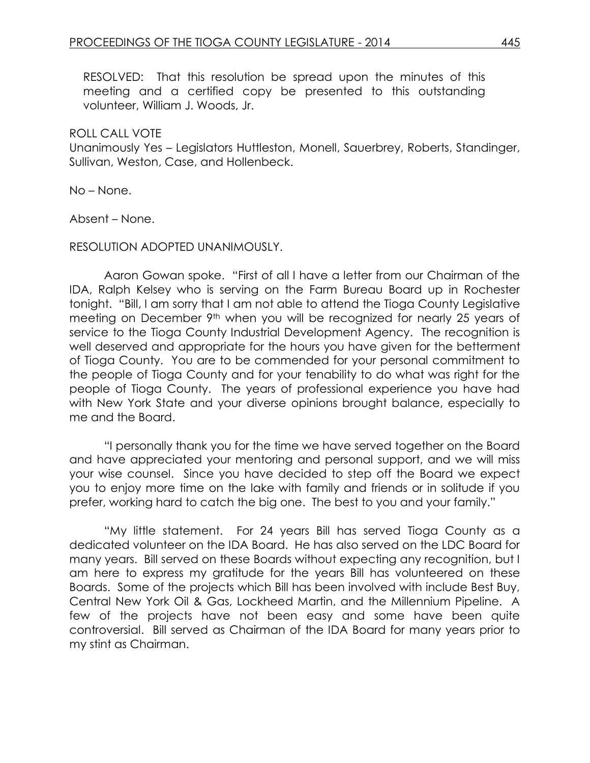RESOLVED: That this resolution be spread upon the minutes of this meeting and a certified copy be presented to this outstanding volunteer, William J. Woods, Jr.

ROLL CALL VOTE
Unanimously Yes – Legislators Huttleston, Monell, Sauerbrey, Roberts, Standinger, Sullivan, Weston, Case, and Hollenbeck.

No – None.

Absent – None.

RESOLUTION ADOPTED UNANIMOUSLY.

Aaron Gowan spoke. "First of all I have a letter from our Chairman of the IDA, Ralph Kelsey who is serving on the Farm Bureau Board up in Rochester tonight. "Bill, I am sorry that I am not able to attend the Tioga County Legislative meeting on December 9th when you will be recognized for nearly 25 years of service to the Tioga County Industrial Development Agency. The recognition is well deserved and appropriate for the hours you have given for the betterment of Tioga County. You are to be commended for your personal commitment to the people of Tioga County and for your tenability to do what was right for the people of Tioga County. The years of professional experience you have had with New York State and your diverse opinions brought balance, especially to me and the Board.

"I personally thank you for the time we have served together on the Board and have appreciated your mentoring and personal support, and we will miss your wise counsel. Since you have decided to step off the Board we expect you to enjoy more time on the lake with family and friends or in solitude if you prefer, working hard to catch the big one. The best to you and your family."

"My little statement. For 24 years Bill has served Tioga County as a dedicated volunteer on the IDA Board. He has also served on the LDC Board for many years. Bill served on these Boards without expecting any recognition, but I am here to express my gratitude for the years Bill has volunteered on these Boards. Some of the projects which Bill has been involved with include Best Buy, Central New York Oil & Gas, Lockheed Martin, and the Millennium Pipeline. A few of the projects have not been easy and some have been quite controversial. Bill served as Chairman of the IDA Board for many years prior to my stint as Chairman.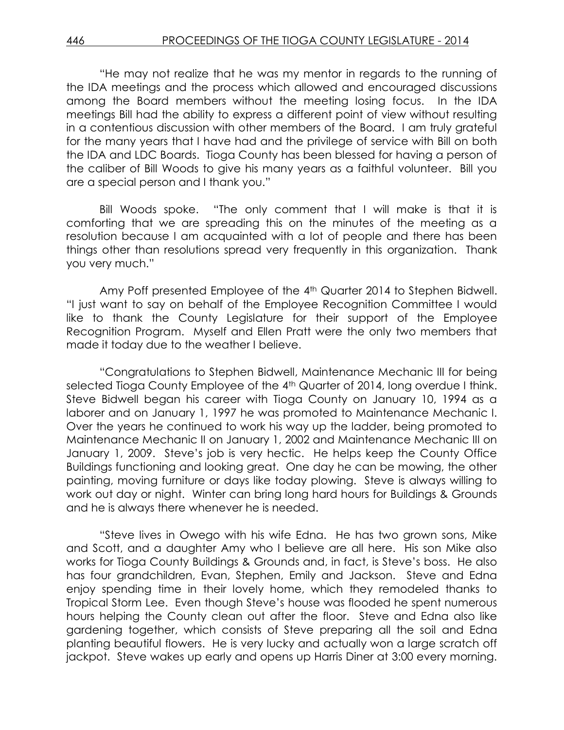"He may not realize that he was my mentor in regards to the running of the IDA meetings and the process which allowed and encouraged discussions among the Board members without the meeting losing focus. In the IDA meetings Bill had the ability to express a different point of view without resulting in a contentious discussion with other members of the Board. I am truly grateful for the many years that I have had and the privilege of service with Bill on both the IDA and LDC Boards. Tioga County has been blessed for having a person of the caliber of Bill Woods to give his many years as a faithful volunteer. Bill you are a special person and I thank you."

Bill Woods spoke. "The only comment that I will make is that it is comforting that we are spreading this on the minutes of the meeting as a resolution because I am acquainted with a lot of people and there has been things other than resolutions spread very frequently in this organization. Thank you very much."

Amy Poff presented Employee of the 4th Quarter 2014 to Stephen Bidwell. "I just want to say on behalf of the Employee Recognition Committee I would like to thank the County Legislature for their support of the Employee Recognition Program. Myself and Ellen Pratt were the only two members that made it today due to the weather I believe.

"Congratulations to Stephen Bidwell, Maintenance Mechanic III for being selected Tioga County Employee of the 4th Quarter of 2014, long overdue I think. Steve Bidwell began his career with Tioga County on January 10, 1994 as a laborer and on January 1, 1997 he was promoted to Maintenance Mechanic I. Over the years he continued to work his way up the ladder, being promoted to Maintenance Mechanic II on January 1, 2002 and Maintenance Mechanic III on January 1, 2009. Steve's job is very hectic. He helps keep the County Office Buildings functioning and looking great. One day he can be mowing, the other painting, moving furniture or days like today plowing. Steve is always willing to work out day or night. Winter can bring long hard hours for Buildings & Grounds and he is always there whenever he is needed.

"Steve lives in Owego with his wife Edna. He has two grown sons, Mike and Scott, and a daughter Amy who I believe are all here. His son Mike also works for Tioga County Buildings & Grounds and, in fact, is Steve's boss. He also has four grandchildren, Evan, Stephen, Emily and Jackson. Steve and Edna enjoy spending time in their lovely home, which they remodeled thanks to Tropical Storm Lee. Even though Steve's house was flooded he spent numerous hours helping the County clean out after the floor. Steve and Edna also like gardening together, which consists of Steve preparing all the soil and Edna planting beautiful flowers. He is very lucky and actually won a large scratch off jackpot. Steve wakes up early and opens up Harris Diner at 3:00 every morning.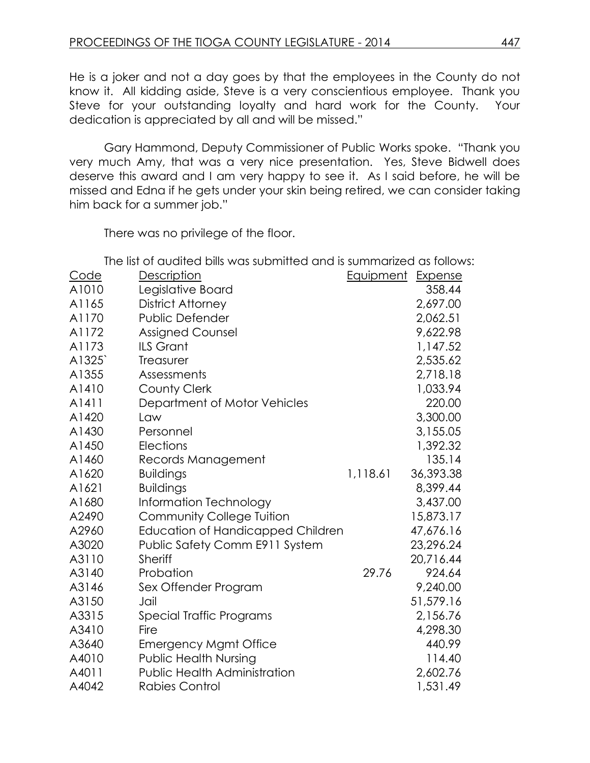He is a joker and not a day goes by that the employees in the County do not know it. All kidding aside, Steve is a very conscientious employee. Thank you Steve for your outstanding loyalty and hard work for the County. Your dedication is appreciated by all and will be missed."

Gary Hammond, Deputy Commissioner of Public Works spoke. "Thank you very much Amy, that was a very nice presentation. Yes, Steve Bidwell does deserve this award and I am very happy to see it. As I said before, he will be missed and Edna if he gets under your skin being retired, we can consider taking him back for a summer job."

There was no privilege of the floor.

The list of audited bills was submitted and is summarized as follows:

| Code | Description | Equipment | Expense |
|---|---|---|---|
| A1010 | Legislative Board | | 358.44 |
| A1165 | District Attorney | | 2,697.00 |
| A1170 | Public Defender | | 2,062.51 |
| A1172 | Assigned Counsel | | 9,622.98 |
| A1173 | ILS Grant | | 1,147.52 |
| A1325` | Treasurer | | 2,535.62 |
| A1355 | Assessments | | 2,718.18 |
| A1410 | County Clerk | | 1,033.94 |
| A1411 | Department of Motor Vehicles | | 220.00 |
| A1420 | Law | | 3,300.00 |
| A1430 | Personnel | | 3,155.05 |
| A1450 | Elections | | 1,392.32 |
| A1460 | Records Management | | 135.14 |
| A1620 | Buildings | 1,118.61 | 36,393.38 |
| A1621 | Buildings | | 8,399.44 |
| A1680 | Information Technology | | 3,437.00 |
| A2490 | Community College Tuition | | 15,873.17 |
| A2960 | Education of Handicapped Children | | 47,676.16 |
| A3020 | Public Safety Comm E911 System | | 23,296.24 |
| A3110 | Sheriff | | 20,716.44 |
| A3140 | Probation | 29.76 | 924.64 |
| A3146 | Sex Offender Program | | 9,240.00 |
| A3150 | Jail | | 51,579.16 |
| A3315 | Special Traffic Programs | | 2,156.76 |
| A3410 | Fire | | 4,298.30 |
| A3640 | Emergency Mgmt Office | | 440.99 |
| A4010 | Public Health Nursing | | 114.40 |
| A4011 | Public Health Administration | | 2,602.76 |
| A4042 | Rabies Control | | 1,531.49 |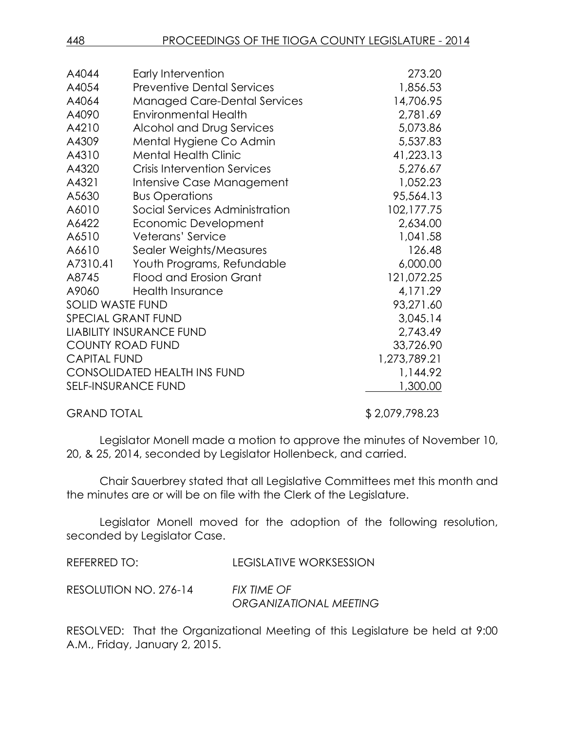| | | |
|---|---|---|
| A4044 | Early Intervention | 273.20 |
| A4054 | Preventive Dental Services | 1,856.53 |
| A4064 | Managed Care-Dental Services | 14,706.95 |
| A4090 | Environmental Health | 2,781.69 |
| A4210 | Alcohol and Drug Services | 5,073.86 |
| A4309 | Mental Hygiene Co Admin | 5,537.83 |
| A4310 | Mental Health Clinic | 41,223.13 |
| A4320 | Crisis Intervention Services | 5,276.67 |
| A4321 | Intensive Case Management | 1,052.23 |
| A5630 | Bus Operations | 95,564.13 |
| A6010 | Social Services Administration | 102,177.75 |
| A6422 | Economic Development | 2,634.00 |
| A6510 | Veterans' Service | 1,041.58 |
| A6610 | Sealer Weights/Measures | 126.48 |
| A7310.41 | Youth Programs, Refundable | 6,000.00 |
| A8745 | Flood and Erosion Grant | 121,072.25 |
| A9060 | Health Insurance | 4,171.29 |
| SOLID WASTE FUND | | 93,271.60 |
| SPECIAL GRANT FUND | | 3,045.14 |
| LIABILITY INSURANCE FUND | | 2,743.49 |
| COUNTY ROAD FUND | | 33,726.90 |
| CAPITAL FUND | | 1,273,789.21 |
| CONSOLIDATED HEALTH INS FUND | | 1,144.92 |
| SELF-INSURANCE FUND | | 1,300.00 |
| GRAND TOTAL | | $ 2,079,798.23 |

Legislator Monell made a motion to approve the minutes of November 10, 20, & 25, 2014, seconded by Legislator Hollenbeck, and carried.

Chair Sauerbrey stated that all Legislative Committees met this month and the minutes are or will be on file with the Clerk of the Legislature.

Legislator Monell moved for the adoption of the following resolution, seconded by Legislator Case.

REFERRED TO: LEGISLATIVE WORKSESSION

RESOLUTION NO. 276-14 *FIX TIME OF ORGANIZATIONAL MEETING*

RESOLVED: That the Organizational Meeting of this Legislature be held at 9:00 A.M., Friday, January 2, 2015.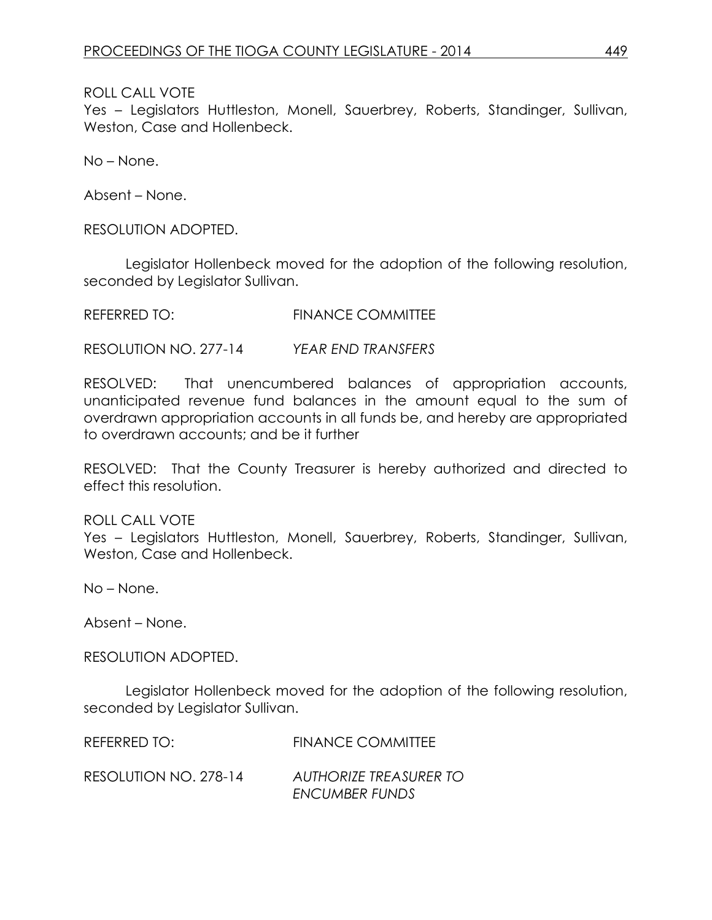ROLL CALL VOTE
Yes – Legislators Huttleston, Monell, Sauerbrey, Roberts, Standinger, Sullivan, Weston, Case and Hollenbeck.

No – None.

Absent – None.

RESOLUTION ADOPTED.

Legislator Hollenbeck moved for the adoption of the following resolution, seconded by Legislator Sullivan.

REFERRED TO: FINANCE COMMITTEE

RESOLUTION NO. 277-14 *YEAR END TRANSFERS*

RESOLVED: That unencumbered balances of appropriation accounts, unanticipated revenue fund balances in the amount equal to the sum of overdrawn appropriation accounts in all funds be, and hereby are appropriated to overdrawn accounts; and be it further

RESOLVED: That the County Treasurer is hereby authorized and directed to effect this resolution.

ROLL CALL VOTE
Yes – Legislators Huttleston, Monell, Sauerbrey, Roberts, Standinger, Sullivan, Weston, Case and Hollenbeck.

No – None.

Absent – None.

RESOLUTION ADOPTED.

Legislator Hollenbeck moved for the adoption of the following resolution, seconded by Legislator Sullivan.

REFERRED TO: FINANCE COMMITTEE

RESOLUTION NO. 278-14 *AUTHORIZE TREASURER TO ENCUMBER FUNDS*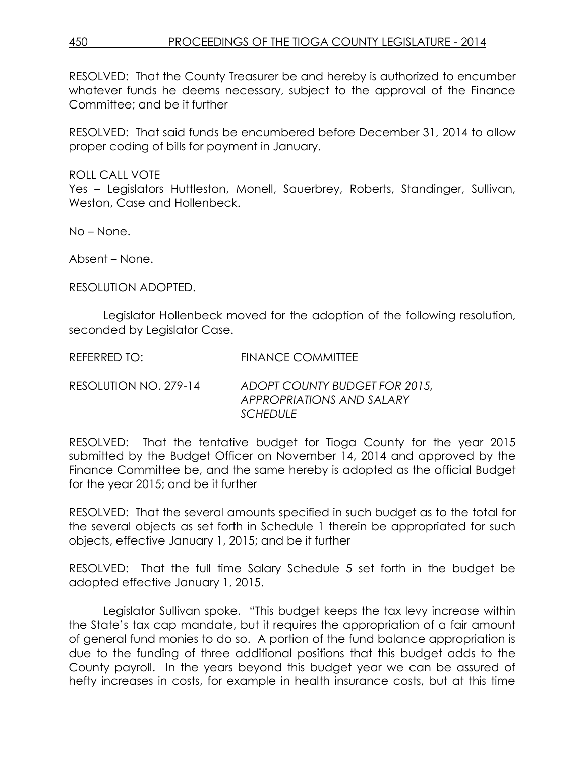RESOLVED: That the County Treasurer be and hereby is authorized to encumber whatever funds he deems necessary, subject to the approval of the Finance Committee; and be it further

RESOLVED: That said funds be encumbered before December 31, 2014 to allow proper coding of bills for payment in January.

ROLL CALL VOTE

Yes – Legislators Huttleston, Monell, Sauerbrey, Roberts, Standinger, Sullivan, Weston, Case and Hollenbeck.

No – None.

Absent – None.

RESOLUTION ADOPTED.

Legislator Hollenbeck moved for the adoption of the following resolution, seconded by Legislator Case.

REFERRED TO: FINANCE COMMITTEE

RESOLUTION NO. 279-14 *ADOPT COUNTY BUDGET FOR 2015, APPROPRIATIONS AND SALARY SCHEDULE*

RESOLVED: That the tentative budget for Tioga County for the year 2015 submitted by the Budget Officer on November 14, 2014 and approved by the Finance Committee be, and the same hereby is adopted as the official Budget for the year 2015; and be it further

RESOLVED: That the several amounts specified in such budget as to the total for the several objects as set forth in Schedule 1 therein be appropriated for such objects, effective January 1, 2015; and be it further

RESOLVED: That the full time Salary Schedule 5 set forth in the budget be adopted effective January 1, 2015.

Legislator Sullivan spoke. "This budget keeps the tax levy increase within the State's tax cap mandate, but it requires the appropriation of a fair amount of general fund monies to do so. A portion of the fund balance appropriation is due to the funding of three additional positions that this budget adds to the County payroll. In the years beyond this budget year we can be assured of hefty increases in costs, for example in health insurance costs, but at this time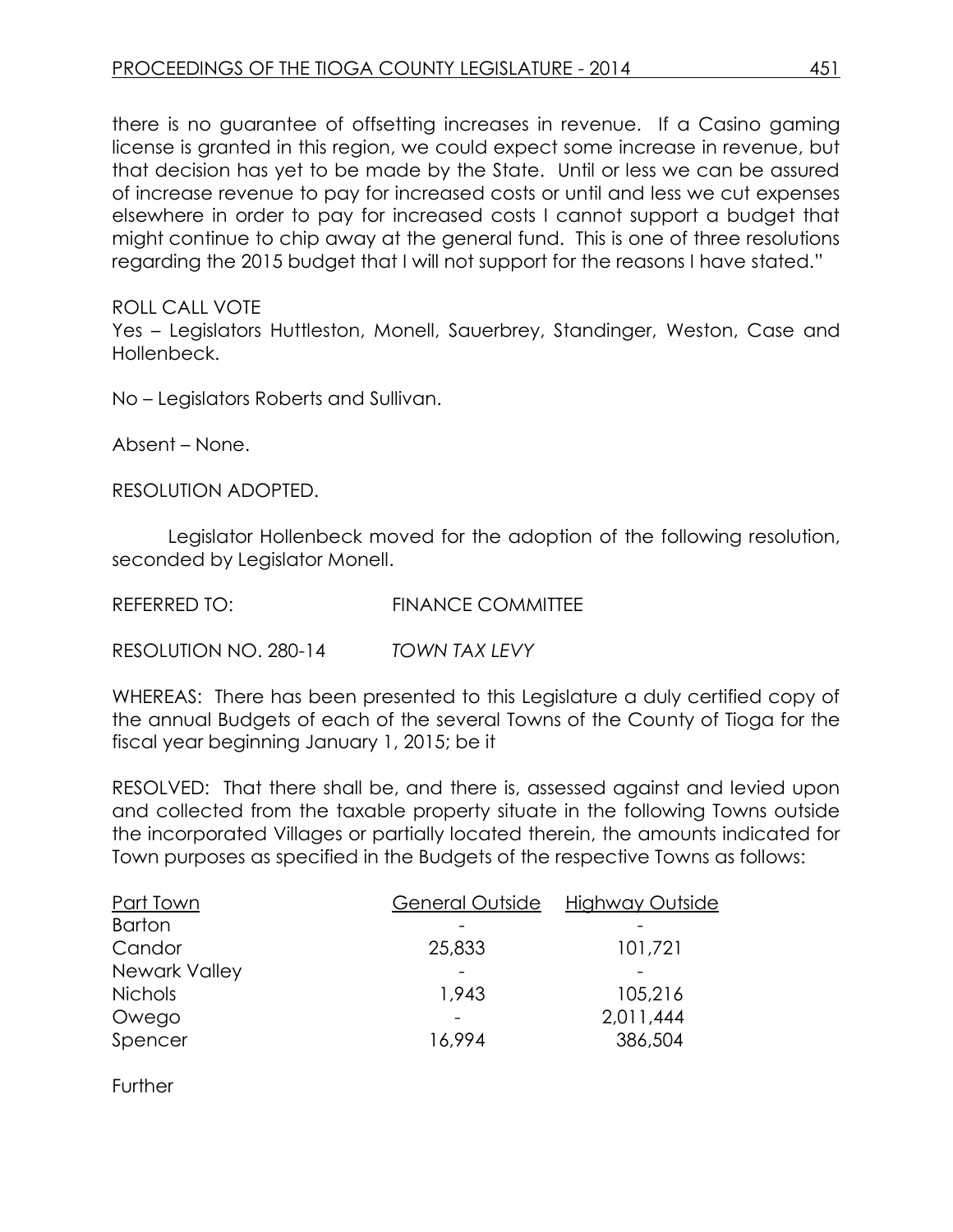there is no guarantee of offsetting increases in revenue. If a Casino gaming license is granted in this region, we could expect some increase in revenue, but that decision has yet to be made by the State. Until or less we can be assured of increase revenue to pay for increased costs or until and less we cut expenses elsewhere in order to pay for increased costs I cannot support a budget that might continue to chip away at the general fund. This is one of three resolutions regarding the 2015 budget that I will not support for the reasons I have stated."

ROLL CALL VOTE
Yes – Legislators Huttleston, Monell, Sauerbrey, Standinger, Weston, Case and Hollenbeck.

No – Legislators Roberts and Sullivan.

Absent – None.

RESOLUTION ADOPTED.

Legislator Hollenbeck moved for the adoption of the following resolution, seconded by Legislator Monell.

REFERRED TO: FINANCE COMMITTEE

RESOLUTION NO. 280-14 *TOWN TAX LEVY*

WHEREAS: There has been presented to this Legislature a duly certified copy of the annual Budgets of each of the several Towns of the County of Tioga for the fiscal year beginning January 1, 2015; be it

RESOLVED: That there shall be, and there is, assessed against and levied upon and collected from the taxable property situate in the following Towns outside the incorporated Villages or partially located therein, the amounts indicated for Town purposes as specified in the Budgets of the respective Towns as follows:

| Part Town | General Outside | Highway Outside |
|---|---|---|
| Barton | - | - |
| Candor | 25,833 | 101,721 |
| Newark Valley | - | - |
| Nichols | 1,943 | 105,216 |
| Owego | - | 2,011,444 |
| Spencer | 16,994 | 386,504 |

Further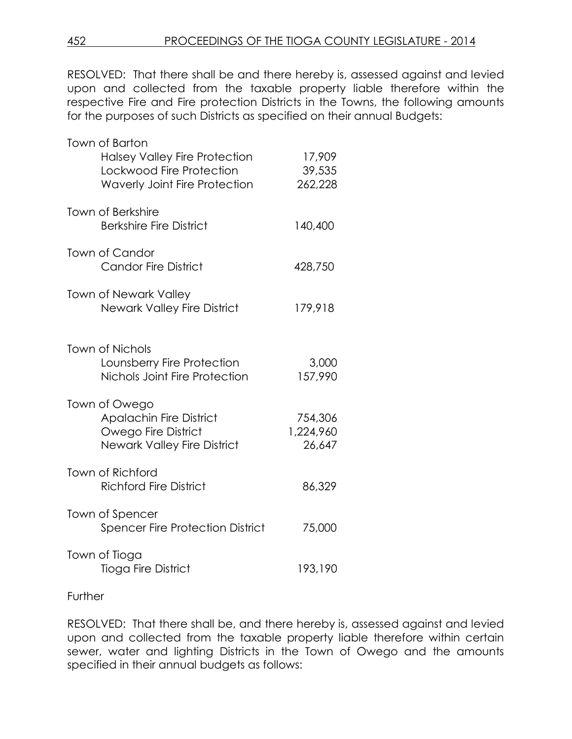RESOLVED: That there shall be and there hereby is, assessed against and levied upon and collected from the taxable property liable therefore within the respective Fire and Fire protection Districts in the Towns, the following amounts for the purposes of such Districts as specified on their annual Budgets:

| | |
|---|---|
| Town of Barton | |
| Halsey Valley Fire Protection | 17,909 |
| Lockwood Fire Protection | 39,535 |
| Waverly Joint Fire Protection | 262,228 |
| Town of Berkshire | |
| Berkshire Fire District | 140,400 |
| Town of Candor | |
| Candor Fire District | 428,750 |
| Town of Newark Valley | |
| Newark Valley Fire District | 179,918 |
| Town of Nichols | |
| Lounsberry Fire Protection | 3,000 |
| Nichols Joint Fire Protection | 157,990 |
| Town of Owego | |
| Apalachin Fire District | 754,306 |
| Owego Fire District | 1,224,960 |
| Newark Valley Fire District | 26,647 |
| Town of Richford | |
| Richford Fire District | 86,329 |
| Town of Spencer | |
| Spencer Fire Protection District | 75,000 |
| Town of Tioga | |
| Tioga Fire District | 193,190 |

Further

RESOLVED: That there shall be, and there hereby is, assessed against and levied upon and collected from the taxable property liable therefore within certain sewer, water and lighting Districts in the Town of Owego and the amounts specified in their annual budgets as follows: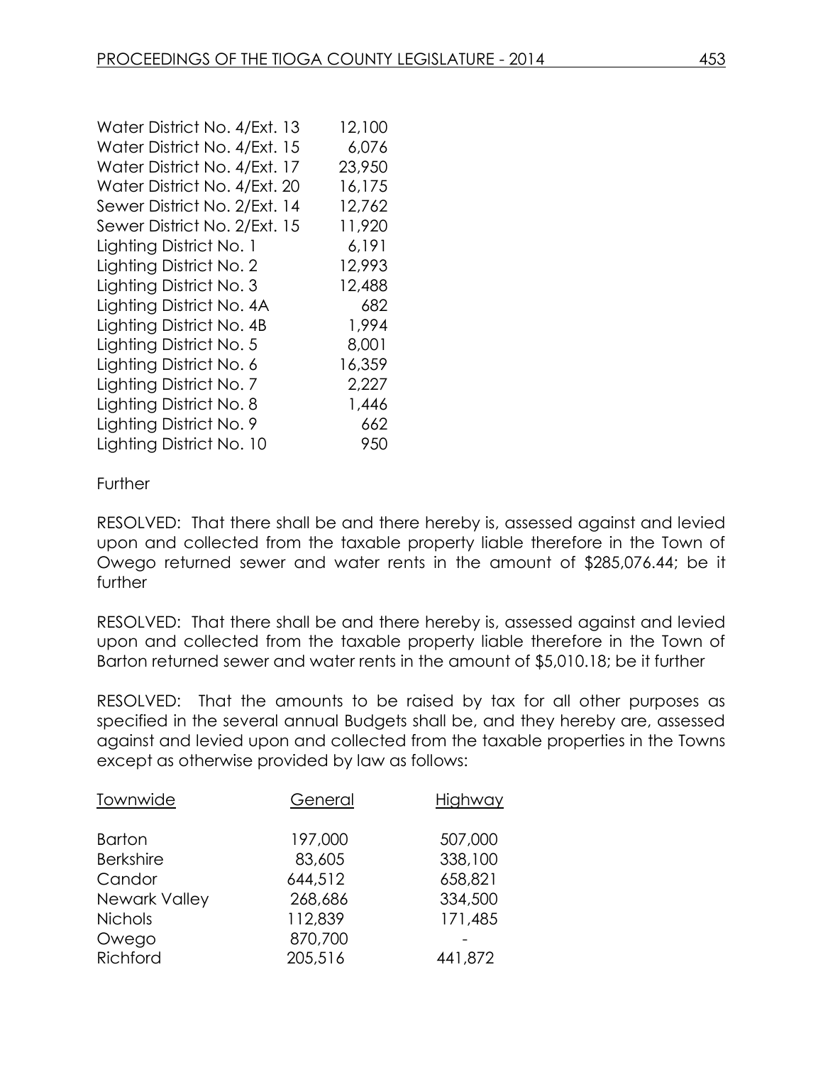| | |
|---|---|
| Water District No. 4/Ext. 13 | 12,100 |
| Water District No. 4/Ext. 15 | 6,076 |
| Water District No. 4/Ext. 17 | 23,950 |
| Water District No. 4/Ext. 20 | 16,175 |
| Sewer District No. 2/Ext. 14 | 12,762 |
| Sewer District No. 2/Ext. 15 | 11,920 |
| Lighting District No. 1 | 6,191 |
| Lighting District No. 2 | 12,993 |
| Lighting District No. 3 | 12,488 |
| Lighting District No. 4A | 682 |
| Lighting District No. 4B | 1,994 |
| Lighting District No. 5 | 8,001 |
| Lighting District No. 6 | 16,359 |
| Lighting District No. 7 | 2,227 |
| Lighting District No. 8 | 1,446 |
| Lighting District No. 9 | 662 |
| Lighting District No. 10 | 950 |

Further

RESOLVED: That there shall be and there hereby is, assessed against and levied upon and collected from the taxable property liable therefore in the Town of Owego returned sewer and water rents in the amount of $285,076.44; be it further

RESOLVED: That there shall be and there hereby is, assessed against and levied upon and collected from the taxable property liable therefore in the Town of Barton returned sewer and water rents in the amount of $5,010.18; be it further

RESOLVED: That the amounts to be raised by tax for all other purposes as specified in the several annual Budgets shall be, and they hereby are, assessed against and levied upon and collected from the taxable properties in the Towns except as otherwise provided by law as follows:

| Townwide | General | Highway |
|---|---|---|
| Barton | 197,000 | 507,000 |
| Berkshire | 83,605 | 338,100 |
| Candor | 644,512 | 658,821 |
| Newark Valley | 268,686 | 334,500 |
| Nichols | 112,839 | 171,485 |
| Owego | 870,700 | - |
| Richford | 205,516 | 441,872 |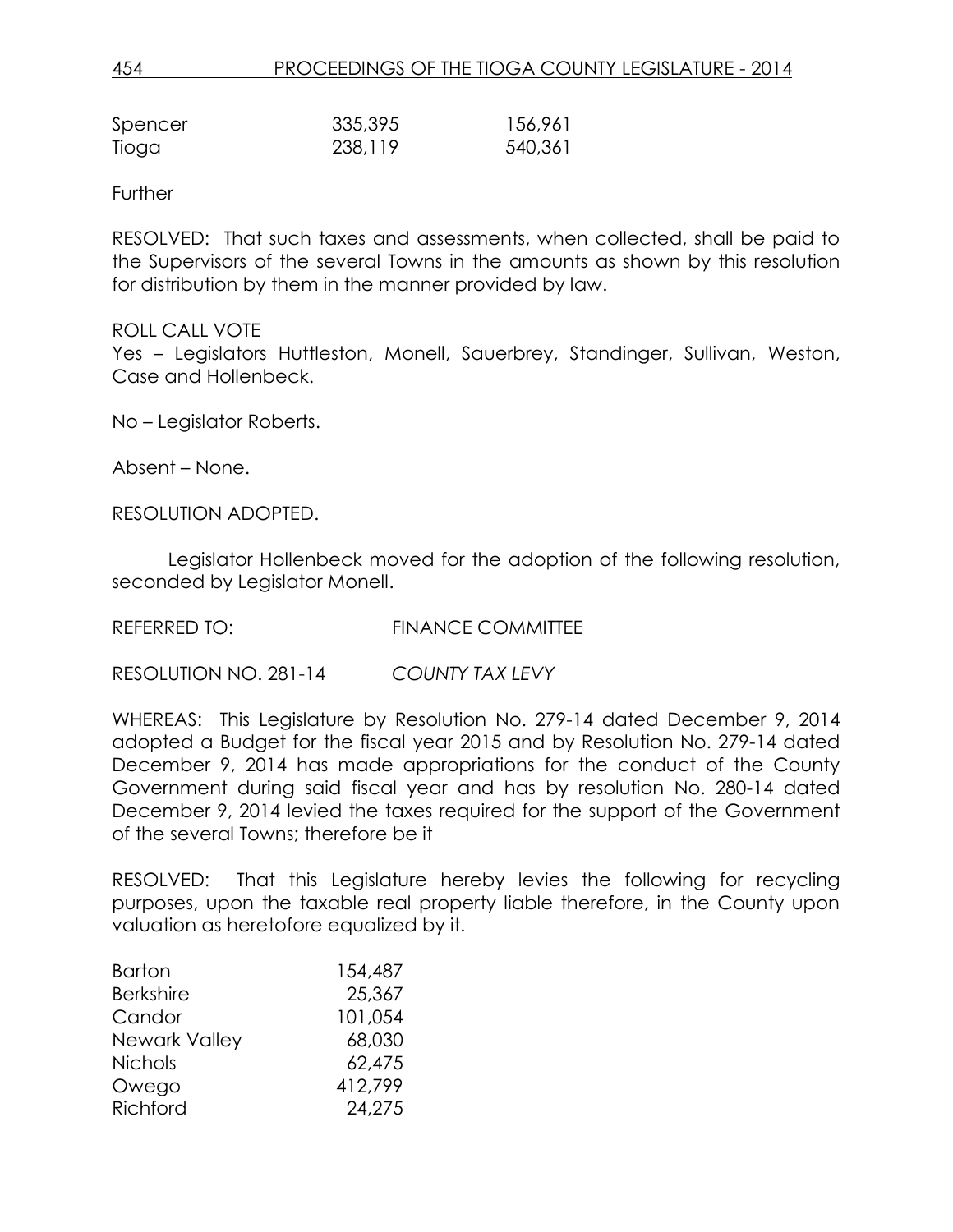| | | |
|---|---|---|
| Spencer | 335,395 | 156,961 |
| Tioga | 238,119 | 540,361 |

Further

RESOLVED: That such taxes and assessments, when collected, shall be paid to the Supervisors of the several Towns in the amounts as shown by this resolution for distribution by them in the manner provided by law.

ROLL CALL VOTE
Yes – Legislators Huttleston, Monell, Sauerbrey, Standinger, Sullivan, Weston, Case and Hollenbeck.

No – Legislator Roberts.

Absent – None.

RESOLUTION ADOPTED.

Legislator Hollenbeck moved for the adoption of the following resolution, seconded by Legislator Monell.

REFERRED TO: FINANCE COMMITTEE

RESOLUTION NO. 281-14 *COUNTY TAX LEVY*

WHEREAS: This Legislature by Resolution No. 279-14 dated December 9, 2014 adopted a Budget for the fiscal year 2015 and by Resolution No. 279-14 dated December 9, 2014 has made appropriations for the conduct of the County Government during said fiscal year and has by resolution No. 280-14 dated December 9, 2014 levied the taxes required for the support of the Government of the several Towns; therefore be it

RESOLVED: That this Legislature hereby levies the following for recycling purposes, upon the taxable real property liable therefore, in the County upon valuation as heretofore equalized by it.

| | |
|---|---|
| Barton | 154,487 |
| Berkshire | 25,367 |
| Candor | 101,054 |
| Newark Valley | 68,030 |
| Nichols | 62,475 |
| Owego | 412,799 |
| Richford | 24,275 |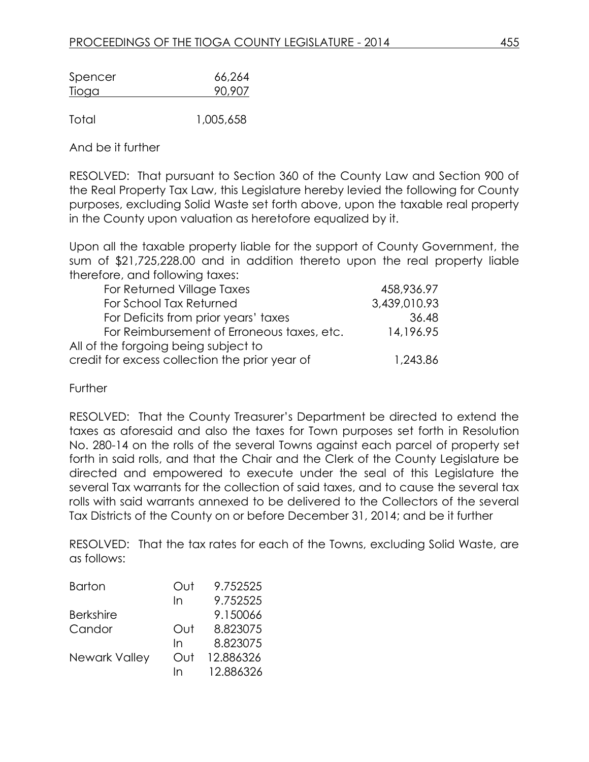| | |
|---|---|
| Spencer | 66,264 |
| Tioga | 90,907 |
| Total | 1,005,658 |

And be it further

RESOLVED: That pursuant to Section 360 of the County Law and Section 900 of the Real Property Tax Law, this Legislature hereby levied the following for County purposes, excluding Solid Waste set forth above, upon the taxable real property in the County upon valuation as heretofore equalized by it.

Upon all the taxable property liable for the support of County Government, the sum of $21,725,228.00 and in addition thereto upon the real property liable therefore, and following taxes:

| | |
|---|---|
| For Returned Village Taxes | 458,936.97 |
| For School Tax Returned | 3,439,010.93 |
| For Deficits from prior years' taxes | 36.48 |
| For Reimbursement of Erroneous taxes, etc. | 14,196.95 |
| All of the forgoing being subject to credit for excess collection the prior year of | 1,243.86 |

Further

RESOLVED: That the County Treasurer's Department be directed to extend the taxes as aforesaid and also the taxes for Town purposes set forth in Resolution No. 280-14 on the rolls of the several Towns against each parcel of property set forth in said rolls, and that the Chair and the Clerk of the County Legislature be directed and empowered to execute under the seal of this Legislature the several Tax warrants for the collection of said taxes, and to cause the several tax rolls with said warrants annexed to be delivered to the Collectors of the several Tax Districts of the County on or before December 31, 2014; and be it further

RESOLVED: That the tax rates for each of the Towns, excluding Solid Waste, are as follows:

| | | |
|---|---|---|
| Barton | Out | 9.752525 |
| | In | 9.752525 |
| Berkshire | | 9.150066 |
| Candor | Out | 8.823075 |
| | In | 8.823075 |
| Newark Valley | Out | 12.886326 |
| | In | 12.886326 |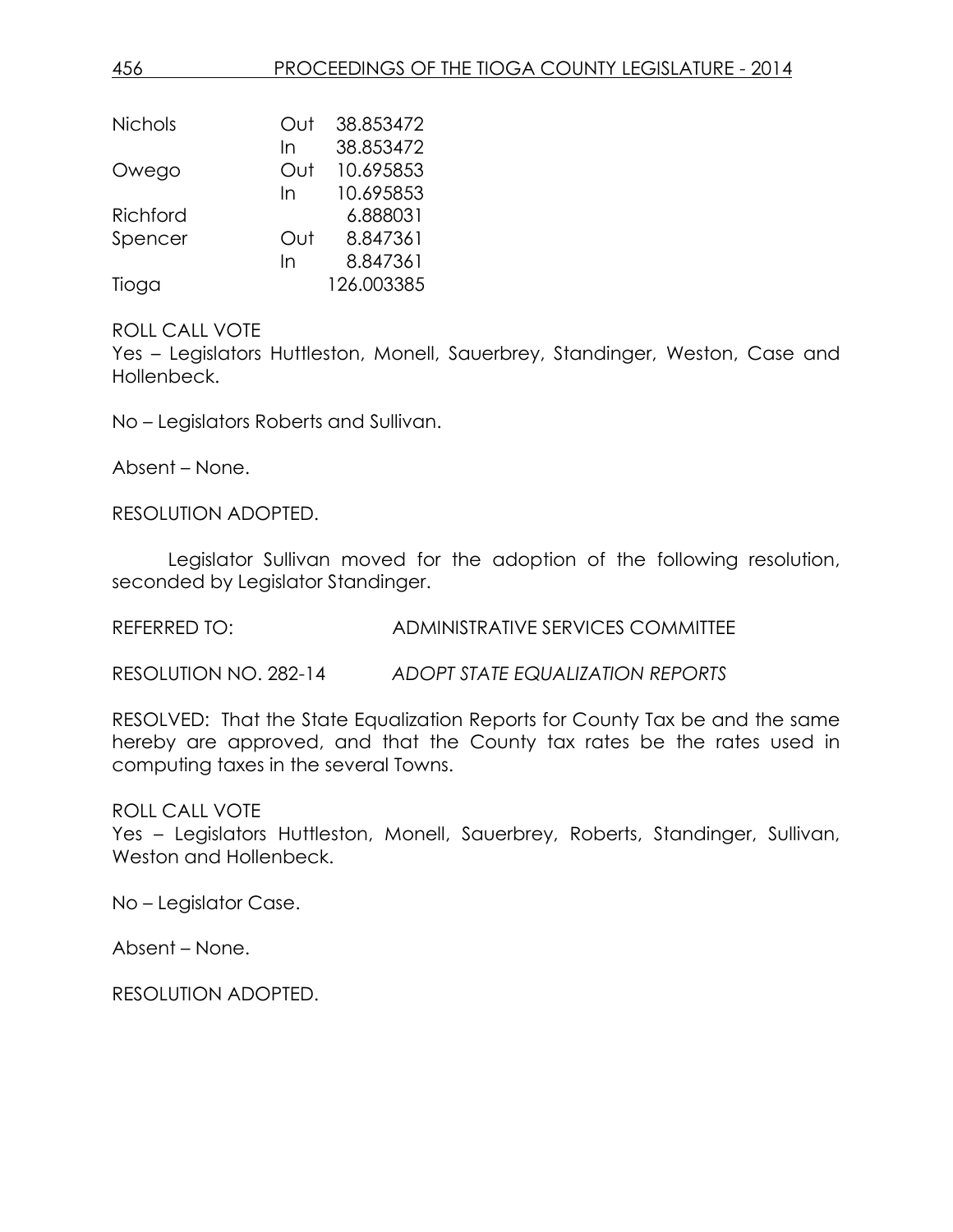| | | |
|---|---|---|
| Nichols | Out | 38.853472 |
| | In | 38.853472 |
| Owego | Out | 10.695853 |
| | In | 10.695853 |
| Richford | | 6.888031 |
| Spencer | Out | 8.847361 |
| | In | 8.847361 |
| Tioga | | 126.003385 |

ROLL CALL VOTE
Yes – Legislators Huttleston, Monell, Sauerbrey, Standinger, Weston, Case and Hollenbeck.

No – Legislators Roberts and Sullivan.

Absent – None.

RESOLUTION ADOPTED.

Legislator Sullivan moved for the adoption of the following resolution, seconded by Legislator Standinger.

REFERRED TO: ADMINISTRATIVE SERVICES COMMITTEE

RESOLUTION NO. 282-14 *ADOPT STATE EQUALIZATION REPORTS*

RESOLVED: That the State Equalization Reports for County Tax be and the same hereby are approved, and that the County tax rates be the rates used in computing taxes in the several Towns.

ROLL CALL VOTE
Yes – Legislators Huttleston, Monell, Sauerbrey, Roberts, Standinger, Sullivan, Weston and Hollenbeck.

No – Legislator Case.

Absent – None.

RESOLUTION ADOPTED.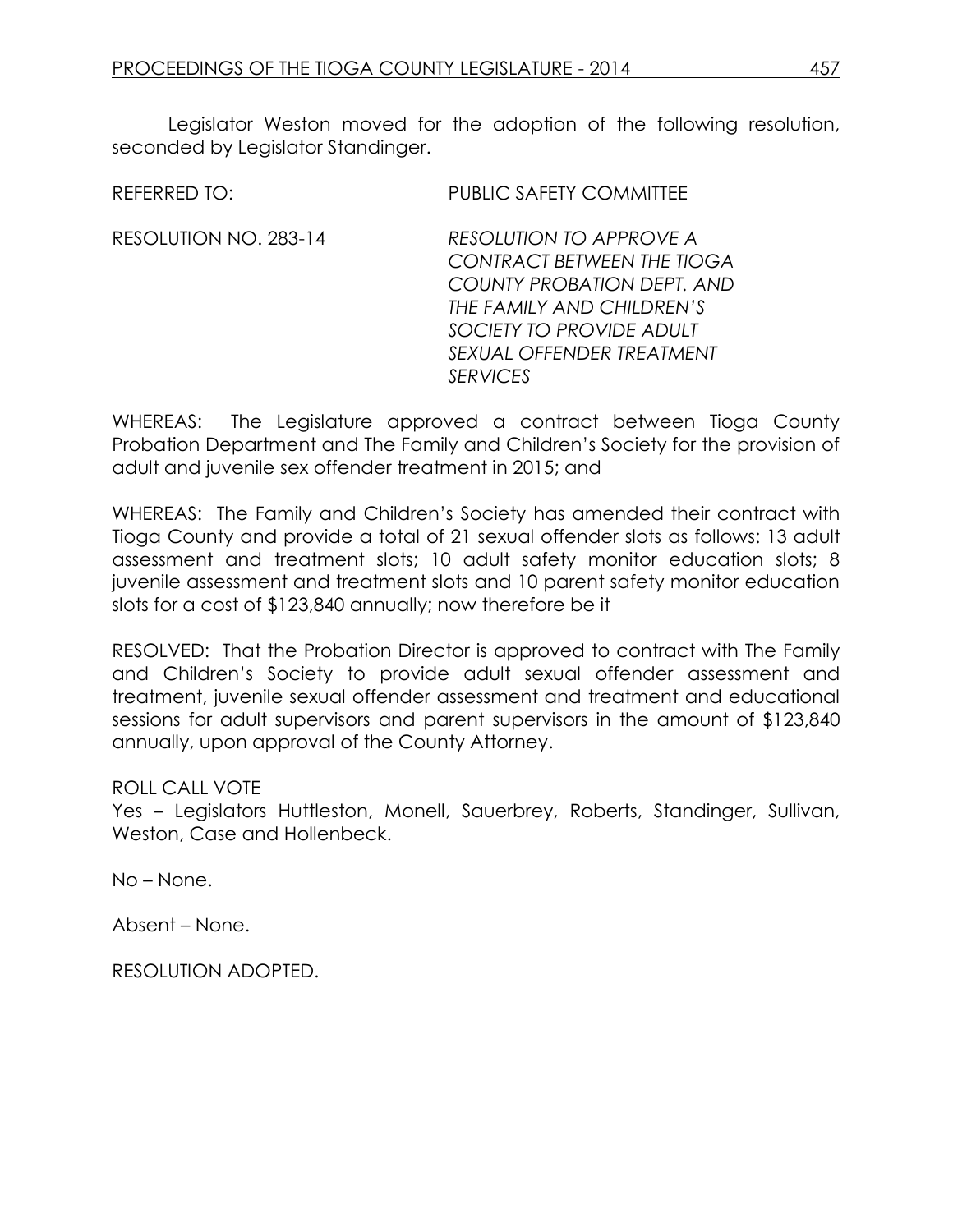Legislator Weston moved for the adoption of the following resolution, seconded by Legislator Standinger.

REFERRED TO: PUBLIC SAFETY COMMITTEE

RESOLUTION NO. 283-14 *RESOLUTION TO APPROVE A CONTRACT BETWEEN THE TIOGA COUNTY PROBATION DEPT. AND THE FAMILY AND CHILDREN'S SOCIETY TO PROVIDE ADULT SEXUAL OFFENDER TREATMENT SERVICES*

WHEREAS: The Legislature approved a contract between Tioga County Probation Department and The Family and Children's Society for the provision of adult and juvenile sex offender treatment in 2015; and

WHEREAS: The Family and Children's Society has amended their contract with Tioga County and provide a total of 21 sexual offender slots as follows: 13 adult assessment and treatment slots; 10 adult safety monitor education slots; 8 juvenile assessment and treatment slots and 10 parent safety monitor education slots for a cost of $123,840 annually; now therefore be it

RESOLVED: That the Probation Director is approved to contract with The Family and Children's Society to provide adult sexual offender assessment and treatment, juvenile sexual offender assessment and treatment and educational sessions for adult supervisors and parent supervisors in the amount of $123,840 annually, upon approval of the County Attorney.

ROLL CALL VOTE

Yes – Legislators Huttleston, Monell, Sauerbrey, Roberts, Standinger, Sullivan, Weston, Case and Hollenbeck.

No – None.

Absent – None.

RESOLUTION ADOPTED.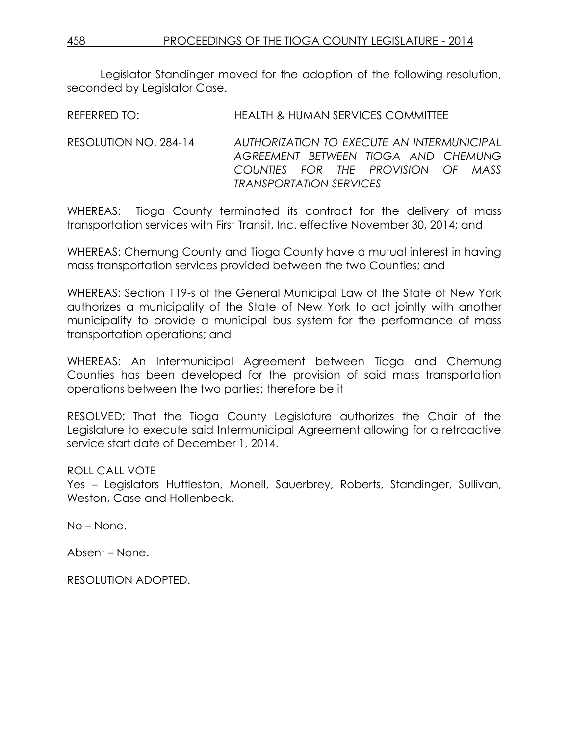Legislator Standinger moved for the adoption of the following resolution, seconded by Legislator Case.

REFERRED TO: HEALTH & HUMAN SERVICES COMMITTEE

RESOLUTION NO. 284-14 *AUTHORIZATION TO EXECUTE AN INTERMUNICIPAL AGREEMENT BETWEEN TIOGA AND CHEMUNG COUNTIES FOR THE PROVISION OF MASS TRANSPORTATION SERVICES*

WHEREAS: Tioga County terminated its contract for the delivery of mass transportation services with First Transit, Inc. effective November 30, 2014; and

WHEREAS: Chemung County and Tioga County have a mutual interest in having mass transportation services provided between the two Counties; and

WHEREAS: Section 119-s of the General Municipal Law of the State of New York authorizes a municipality of the State of New York to act jointly with another municipality to provide a municipal bus system for the performance of mass transportation operations; and

WHEREAS: An Intermunicipal Agreement between Tioga and Chemung Counties has been developed for the provision of said mass transportation operations between the two parties; therefore be it

RESOLVED: That the Tioga County Legislature authorizes the Chair of the Legislature to execute said Intermunicipal Agreement allowing for a retroactive service start date of December 1, 2014.

ROLL CALL VOTE
Yes – Legislators Huttleston, Monell, Sauerbrey, Roberts, Standinger, Sullivan, Weston, Case and Hollenbeck.

No – None.

Absent – None.

RESOLUTION ADOPTED.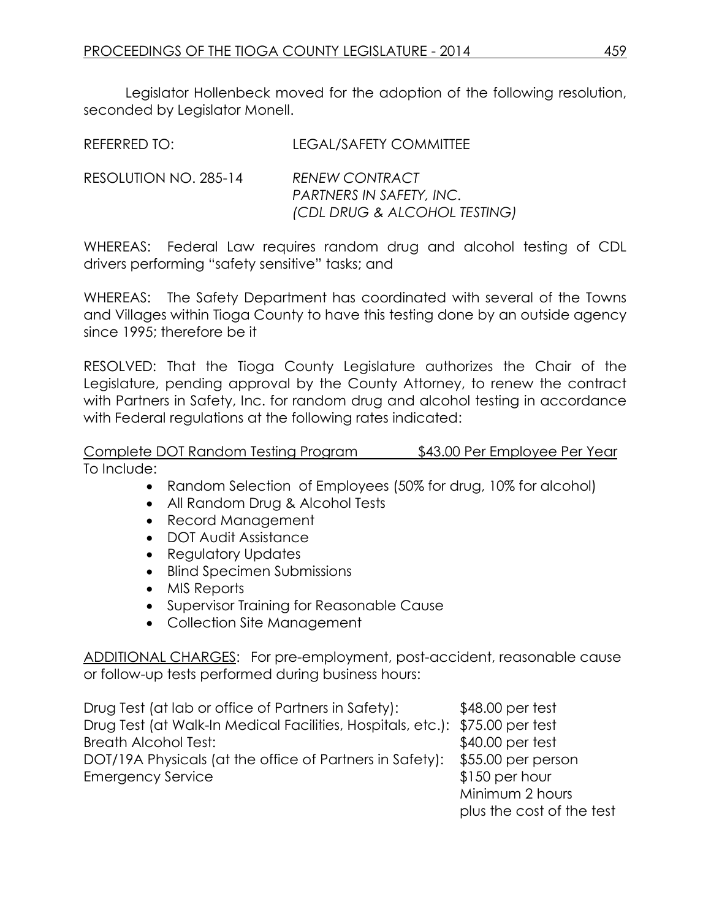Legislator Hollenbeck moved for the adoption of the following resolution, seconded by Legislator Monell.

REFERRED TO: LEGAL/SAFETY COMMITTEE

RESOLUTION NO. 285-14 *RENEW CONTRACT PARTNERS IN SAFETY, INC. (CDL DRUG & ALCOHOL TESTING)*

WHEREAS: Federal Law requires random drug and alcohol testing of CDL drivers performing "safety sensitive" tasks; and

WHEREAS: The Safety Department has coordinated with several of the Towns and Villages within Tioga County to have this testing done by an outside agency since 1995; therefore be it

RESOLVED: That the Tioga County Legislature authorizes the Chair of the Legislature, pending approval by the County Attorney, to renew the contract with Partners in Safety, Inc. for random drug and alcohol testing in accordance with Federal regulations at the following rates indicated:

<u>Complete DOT Random Testing Program $43.00 Per Employee Per Year</u>

To Include:

- Random Selection of Employees (50% for drug, 10% for alcohol)
- All Random Drug & Alcohol Tests
- Record Management
- DOT Audit Assistance
- Regulatory Updates
- Blind Specimen Submissions
- MIS Reports
- Supervisor Training for Reasonable Cause
- Collection Site Management

<u>ADDITIONAL CHARGES</u>: For pre-employment, post-accident, reasonable cause or follow-up tests performed during business hours:

| | |
|---|---|
| Drug Test (at lab or office of Partners in Safety): | $48.00 per test |
| Drug Test (at Walk-In Medical Facilities, Hospitals, etc.): | $75.00 per test |
| Breath Alcohol Test: | $40.00 per test |
| DOT/19A Physicals (at the office of Partners in Safety): | $55.00 per person |
| Emergency Service | $150 per hour Minimum 2 hours plus the cost of the test |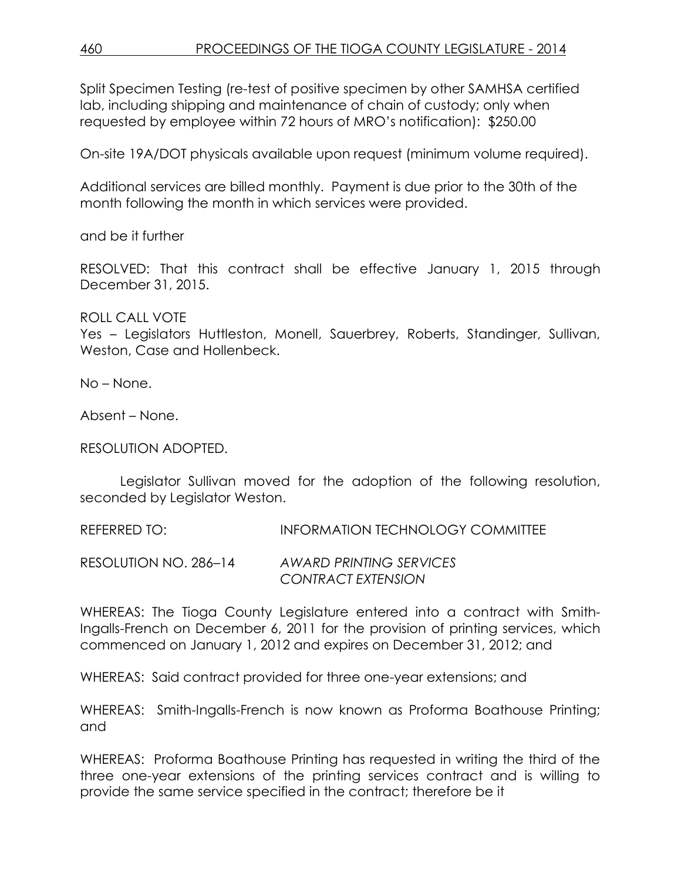Split Specimen Testing (re-test of positive specimen by other SAMHSA certified lab, including shipping and maintenance of chain of custody; only when requested by employee within 72 hours of MRO's notification): $250.00

On-site 19A/DOT physicals available upon request (minimum volume required).

Additional services are billed monthly. Payment is due prior to the 30th of the month following the month in which services were provided.

and be it further

RESOLVED: That this contract shall be effective January 1, 2015 through December 31, 2015.

ROLL CALL VOTE
Yes – Legislators Huttleston, Monell, Sauerbrey, Roberts, Standinger, Sullivan, Weston, Case and Hollenbeck.

No – None.

Absent – None.

RESOLUTION ADOPTED.

Legislator Sullivan moved for the adoption of the following resolution, seconded by Legislator Weston.

REFERRED TO: INFORMATION TECHNOLOGY COMMITTEE

RESOLUTION NO. 286–14 *AWARD PRINTING SERVICES CONTRACT EXTENSION*

WHEREAS: The Tioga County Legislature entered into a contract with Smith-Ingalls-French on December 6, 2011 for the provision of printing services, which commenced on January 1, 2012 and expires on December 31, 2012; and

WHEREAS: Said contract provided for three one-year extensions; and

WHEREAS: Smith-Ingalls-French is now known as Proforma Boathouse Printing; and

WHEREAS: Proforma Boathouse Printing has requested in writing the third of the three one-year extensions of the printing services contract and is willing to provide the same service specified in the contract; therefore be it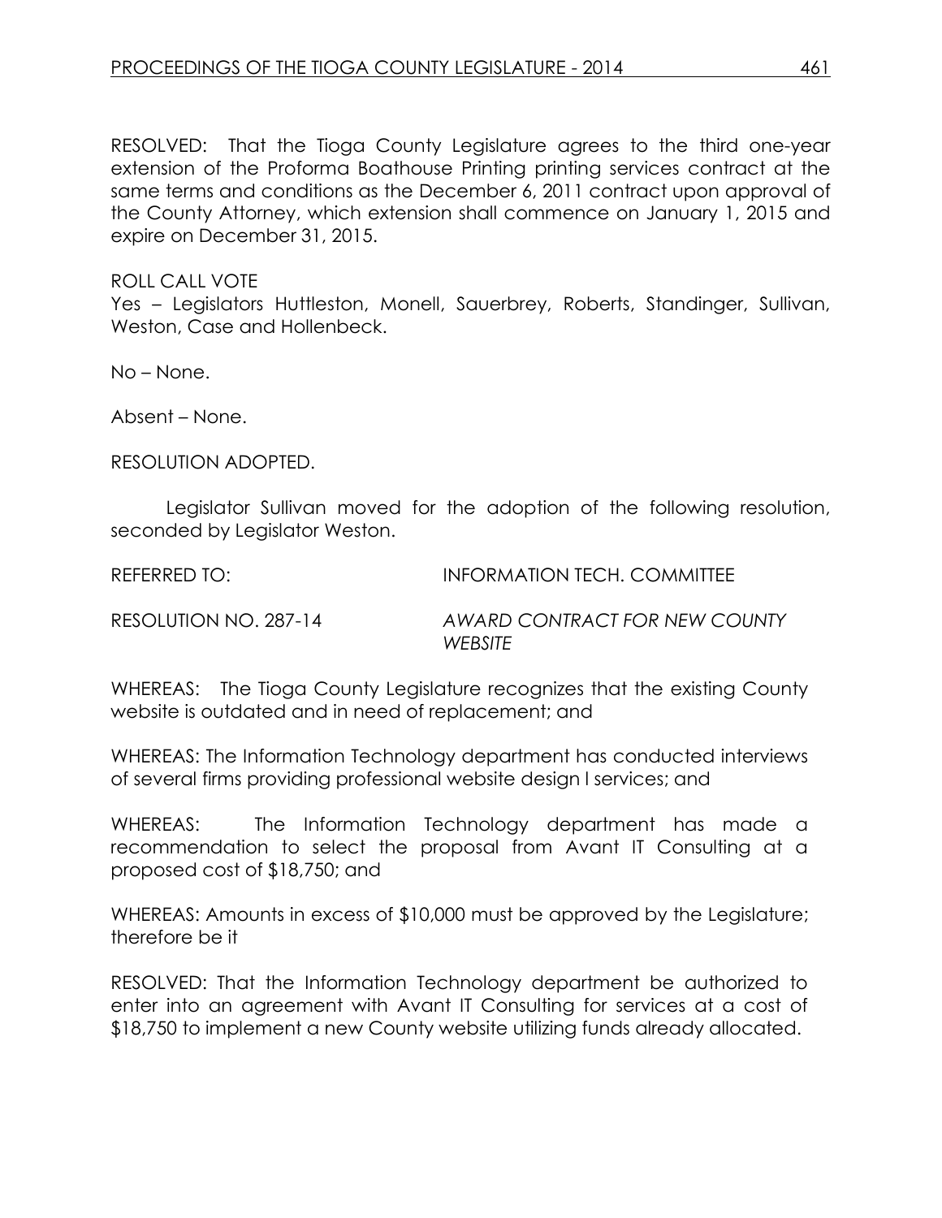RESOLVED: That the Tioga County Legislature agrees to the third one-year extension of the Proforma Boathouse Printing printing services contract at the same terms and conditions as the December 6, 2011 contract upon approval of the County Attorney, which extension shall commence on January 1, 2015 and expire on December 31, 2015.

ROLL CALL VOTE
Yes – Legislators Huttleston, Monell, Sauerbrey, Roberts, Standinger, Sullivan, Weston, Case and Hollenbeck.

No – None.

Absent – None.

RESOLUTION ADOPTED.

Legislator Sullivan moved for the adoption of the following resolution, seconded by Legislator Weston.

REFERRED TO: INFORMATION TECH. COMMITTEE

RESOLUTION NO. 287-14 *AWARD CONTRACT FOR NEW COUNTY WEBSITE*

WHEREAS: The Tioga County Legislature recognizes that the existing County website is outdated and in need of replacement; and

WHEREAS: The Information Technology department has conducted interviews of several firms providing professional website design l services; and

WHEREAS: The Information Technology department has made a recommendation to select the proposal from Avant IT Consulting at a proposed cost of $18,750; and

WHEREAS: Amounts in excess of $10,000 must be approved by the Legislature; therefore be it

RESOLVED: That the Information Technology department be authorized to enter into an agreement with Avant IT Consulting for services at a cost of $18,750 to implement a new County website utilizing funds already allocated.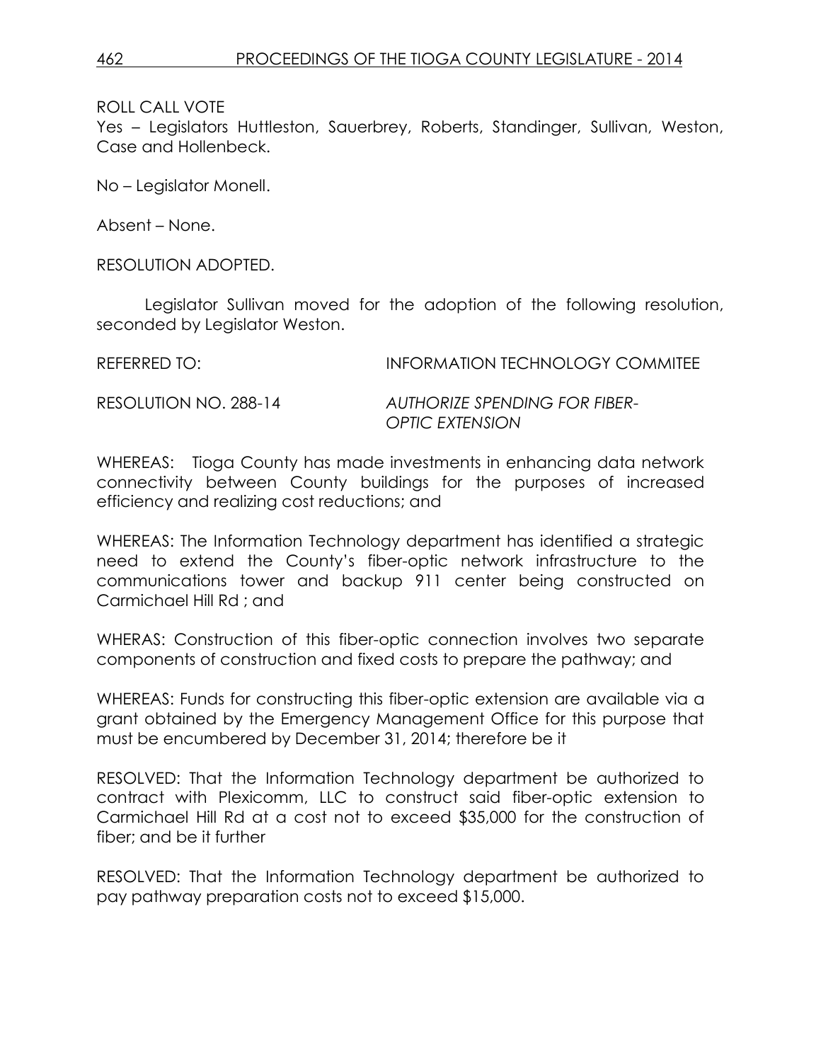ROLL CALL VOTE
Yes – Legislators Huttleston, Sauerbrey, Roberts, Standinger, Sullivan, Weston, Case and Hollenbeck.

No – Legislator Monell.

Absent – None.

RESOLUTION ADOPTED.

Legislator Sullivan moved for the adoption of the following resolution, seconded by Legislator Weston.

REFERRED TO: INFORMATION TECHNOLOGY COMMITEE

RESOLUTION NO. 288-14 *AUTHORIZE SPENDING FOR FIBER-OPTIC EXTENSION*

WHEREAS: Tioga County has made investments in enhancing data network connectivity between County buildings for the purposes of increased efficiency and realizing cost reductions; and

WHEREAS: The Information Technology department has identified a strategic need to extend the County's fiber-optic network infrastructure to the communications tower and backup 911 center being constructed on Carmichael Hill Rd ; and

WHERAS: Construction of this fiber-optic connection involves two separate components of construction and fixed costs to prepare the pathway; and

WHEREAS: Funds for constructing this fiber-optic extension are available via a grant obtained by the Emergency Management Office for this purpose that must be encumbered by December 31, 2014; therefore be it

RESOLVED: That the Information Technology department be authorized to contract with Plexicomm, LLC to construct said fiber-optic extension to Carmichael Hill Rd at a cost not to exceed $35,000 for the construction of fiber; and be it further

RESOLVED: That the Information Technology department be authorized to pay pathway preparation costs not to exceed $15,000.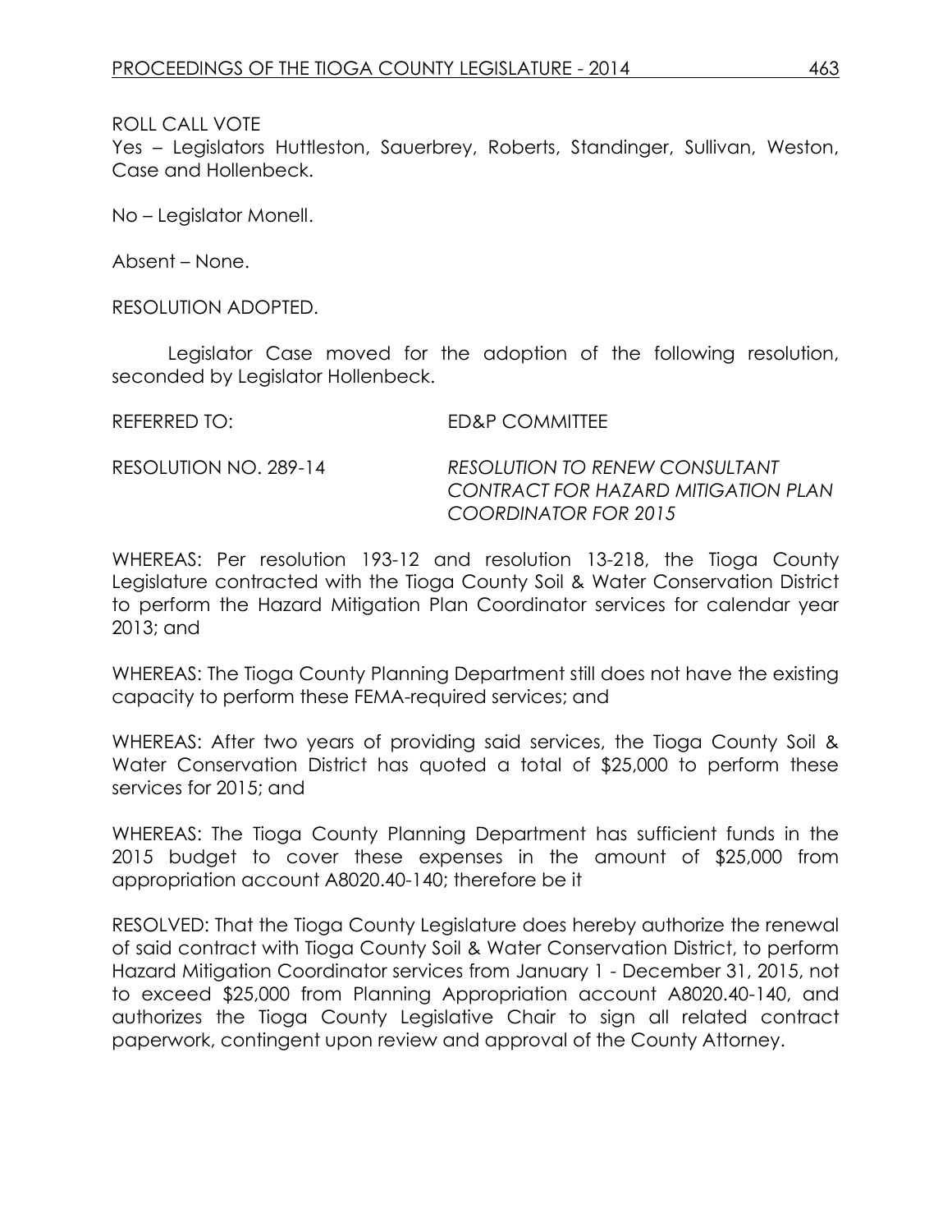ROLL CALL VOTE
Yes – Legislators Huttleston, Sauerbrey, Roberts, Standinger, Sullivan, Weston, Case and Hollenbeck.

No – Legislator Monell.

Absent – None.

RESOLUTION ADOPTED.

Legislator Case moved for the adoption of the following resolution, seconded by Legislator Hollenbeck.

REFERRED TO: ED&P COMMITTEE

RESOLUTION NO. 289-14 *RESOLUTION TO RENEW CONSULTANT CONTRACT FOR HAZARD MITIGATION PLAN COORDINATOR FOR 2015*

WHEREAS: Per resolution 193-12 and resolution 13-218, the Tioga County Legislature contracted with the Tioga County Soil & Water Conservation District to perform the Hazard Mitigation Plan Coordinator services for calendar year 2013; and

WHEREAS: The Tioga County Planning Department still does not have the existing capacity to perform these FEMA-required services; and

WHEREAS: After two years of providing said services, the Tioga County Soil & Water Conservation District has quoted a total of $25,000 to perform these services for 2015; and

WHEREAS: The Tioga County Planning Department has sufficient funds in the 2015 budget to cover these expenses in the amount of $25,000 from appropriation account A8020.40-140; therefore be it

RESOLVED: That the Tioga County Legislature does hereby authorize the renewal of said contract with Tioga County Soil & Water Conservation District, to perform Hazard Mitigation Coordinator services from January 1 - December 31, 2015, not to exceed $25,000 from Planning Appropriation account A8020.40-140, and authorizes the Tioga County Legislative Chair to sign all related contract paperwork, contingent upon review and approval of the County Attorney.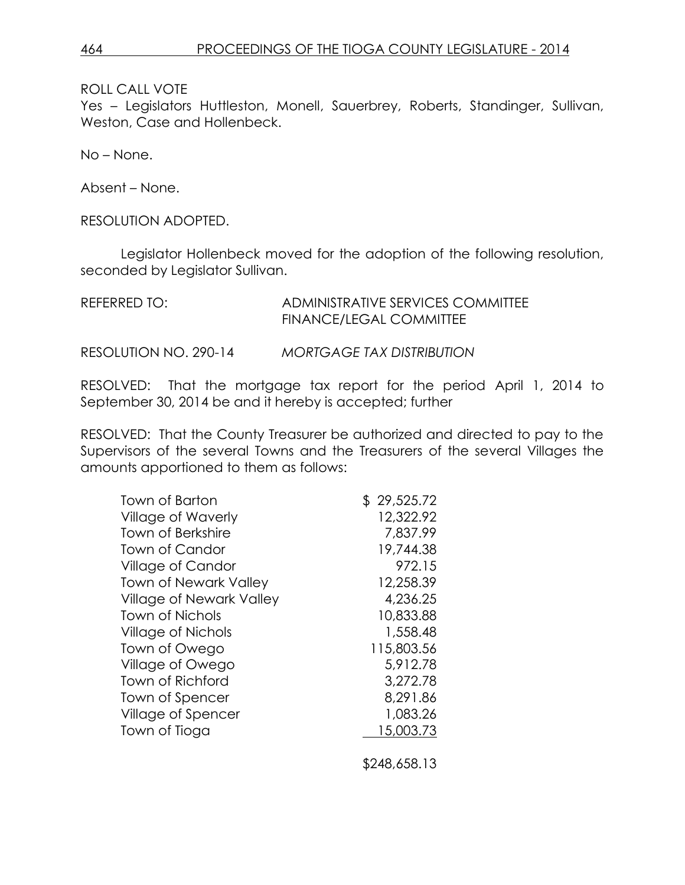ROLL CALL VOTE
Yes – Legislators Huttleston, Monell, Sauerbrey, Roberts, Standinger, Sullivan, Weston, Case and Hollenbeck.

No – None.

Absent – None.

RESOLUTION ADOPTED.

Legislator Hollenbeck moved for the adoption of the following resolution, seconded by Legislator Sullivan.

REFERRED TO: ADMINISTRATIVE SERVICES COMMITTEE
FINANCE/LEGAL COMMITTEE

RESOLUTION NO. 290-14 *MORTGAGE TAX DISTRIBUTION*

RESOLVED: That the mortgage tax report for the period April 1, 2014 to September 30, 2014 be and it hereby is accepted; further

RESOLVED: That the County Treasurer be authorized and directed to pay to the Supervisors of the several Towns and the Treasurers of the several Villages the amounts apportioned to them as follows:

| | |
|---|---|
| Town of Barton | $ 29,525.72 |
| Village of Waverly | 12,322.92 |
| Town of Berkshire | 7,837.99 |
| Town of Candor | 19,744.38 |
| Village of Candor | 972.15 |
| Town of Newark Valley | 12,258.39 |
| Village of Newark Valley | 4,236.25 |
| Town of Nichols | 10,833.88 |
| Village of Nichols | 1,558.48 |
| Town of Owego | 115,803.56 |
| Village of Owego | 5,912.78 |
| Town of Richford | 3,272.78 |
| Town of Spencer | 8,291.86 |
| Village of Spencer | 1,083.26 |
| Town of Tioga | 15,003.73 |
| | $248,658.13 |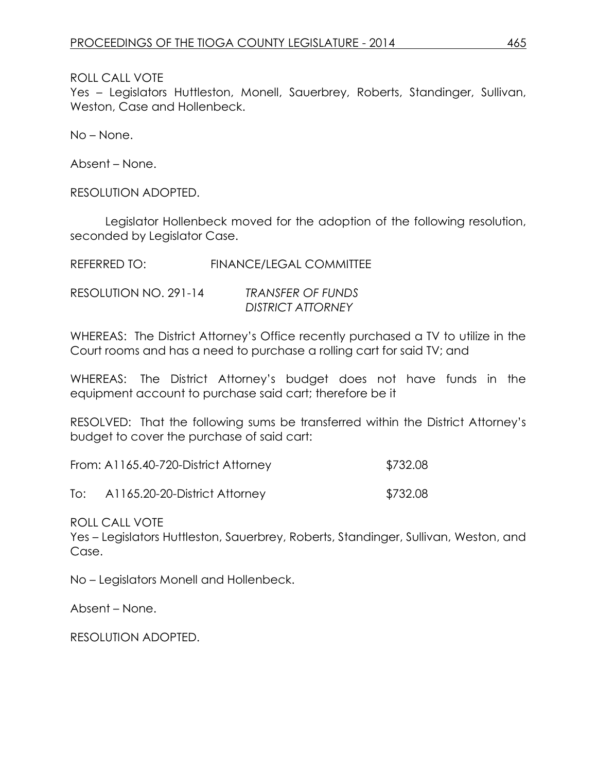ROLL CALL VOTE
Yes – Legislators Huttleston, Monell, Sauerbrey, Roberts, Standinger, Sullivan, Weston, Case and Hollenbeck.

No – None.

Absent – None.

RESOLUTION ADOPTED.

Legislator Hollenbeck moved for the adoption of the following resolution, seconded by Legislator Case.

REFERRED TO: FINANCE/LEGAL COMMITTEE

RESOLUTION NO. 291-14 *TRANSFER OF FUNDS DISTRICT ATTORNEY*

WHEREAS: The District Attorney's Office recently purchased a TV to utilize in the Court rooms and has a need to purchase a rolling cart for said TV; and

WHEREAS: The District Attorney's budget does not have funds in the equipment account to purchase said cart; therefore be it

RESOLVED: That the following sums be transferred within the District Attorney's budget to cover the purchase of said cart:

| | |
|---|---|
| From: A1165.40-720-District Attorney | $732.08 |
| To: A1165.20-20-District Attorney | $732.08 |

ROLL CALL VOTE
Yes – Legislators Huttleston, Sauerbrey, Roberts, Standinger, Sullivan, Weston, and Case.

No – Legislators Monell and Hollenbeck.

Absent – None.

RESOLUTION ADOPTED.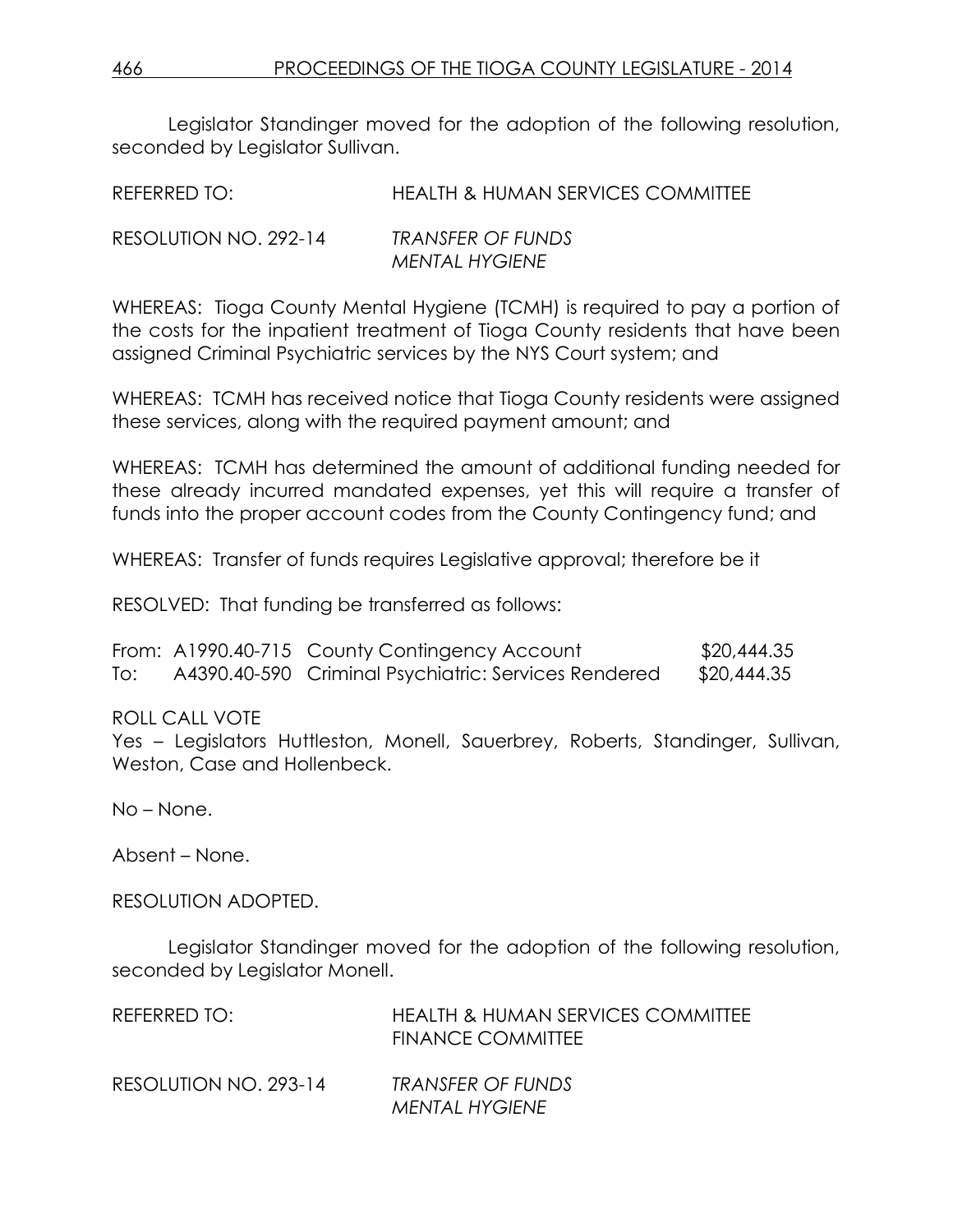Legislator Standinger moved for the adoption of the following resolution, seconded by Legislator Sullivan.

REFERRED TO: HEALTH & HUMAN SERVICES COMMITTEE

RESOLUTION NO. 292-14 *TRANSFER OF FUNDS*
*MENTAL HYGIENE*

WHEREAS: Tioga County Mental Hygiene (TCMH) is required to pay a portion of the costs for the inpatient treatment of Tioga County residents that have been assigned Criminal Psychiatric services by the NYS Court system; and

WHEREAS: TCMH has received notice that Tioga County residents were assigned these services, along with the required payment amount; and

WHEREAS: TCMH has determined the amount of additional funding needed for these already incurred mandated expenses, yet this will require a transfer of funds into the proper account codes from the County Contingency fund; and

WHEREAS: Transfer of funds requires Legislative approval; therefore be it

RESOLVED: That funding be transferred as follows:

| | | | |
|---|---|---|---|
| From: | A1990.40-715 | County Contingency Account | $20,444.35 |
| To: | A4390.40-590 | Criminal Psychiatric: Services Rendered | $20,444.35 |

ROLL CALL VOTE
Yes – Legislators Huttleston, Monell, Sauerbrey, Roberts, Standinger, Sullivan, Weston, Case and Hollenbeck.

No – None.

Absent – None.

RESOLUTION ADOPTED.

Legislator Standinger moved for the adoption of the following resolution, seconded by Legislator Monell.

REFERRED TO: HEALTH & HUMAN SERVICES COMMITTEE
FINANCE COMMITTEE

RESOLUTION NO. 293-14 *TRANSFER OF FUNDS*
*MENTAL HYGIENE*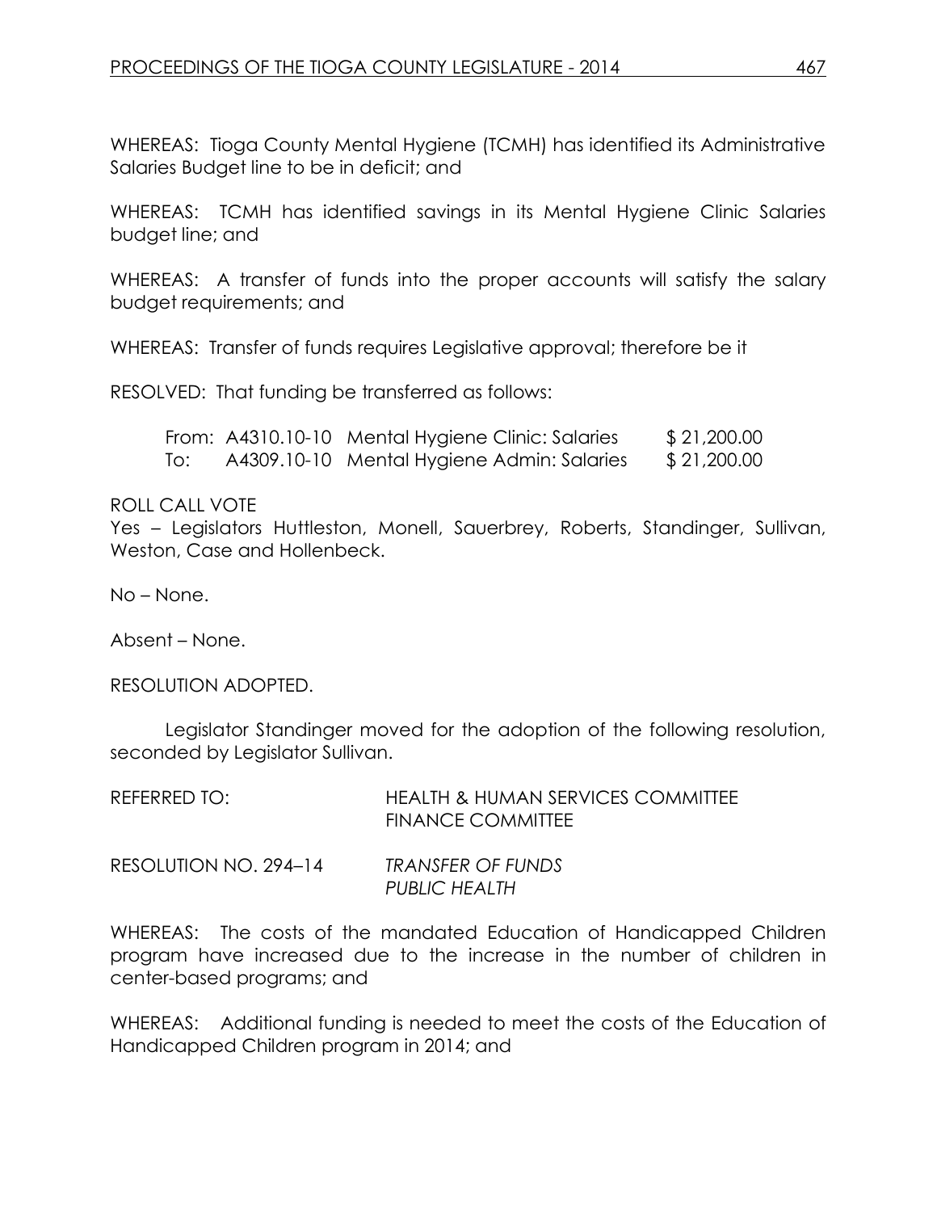WHEREAS: Tioga County Mental Hygiene (TCMH) has identified its Administrative Salaries Budget line to be in deficit; and

WHEREAS: TCMH has identified savings in its Mental Hygiene Clinic Salaries budget line; and

WHEREAS: A transfer of funds into the proper accounts will satisfy the salary budget requirements; and

WHEREAS: Transfer of funds requires Legislative approval; therefore be it

RESOLVED: That funding be transferred as follows:

| | | | |
|---|---|---|---|
| From: | A4310.10-10 | Mental Hygiene Clinic: Salaries | $ 21,200.00 |
| To: | A4309.10-10 | Mental Hygiene Admin: Salaries | $ 21,200.00 |

ROLL CALL VOTE
Yes – Legislators Huttleston, Monell, Sauerbrey, Roberts, Standinger, Sullivan, Weston, Case and Hollenbeck.

No – None.

Absent – None.

RESOLUTION ADOPTED.

Legislator Standinger moved for the adoption of the following resolution, seconded by Legislator Sullivan.

REFERRED TO: HEALTH & HUMAN SERVICES COMMITTEE
FINANCE COMMITTEE

RESOLUTION NO. 294–14 *TRANSFER OF FUNDS*
*PUBLIC HEALTH*

WHEREAS: The costs of the mandated Education of Handicapped Children program have increased due to the increase in the number of children in center-based programs; and

WHEREAS: Additional funding is needed to meet the costs of the Education of Handicapped Children program in 2014; and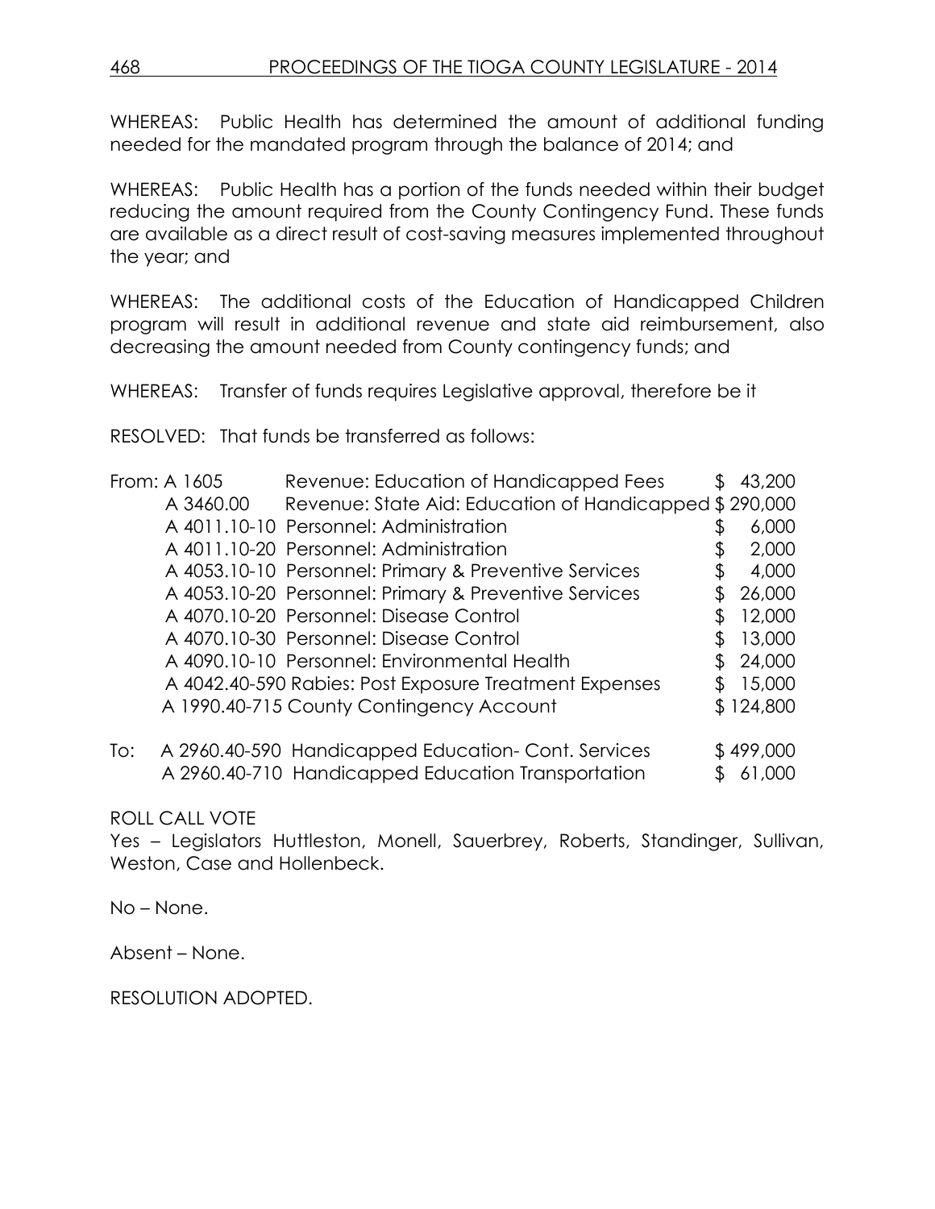WHEREAS: Public Health has determined the amount of additional funding needed for the mandated program through the balance of 2014; and

WHEREAS: Public Health has a portion of the funds needed within their budget reducing the amount required from the County Contingency Fund. These funds are available as a direct result of cost-saving measures implemented throughout the year; and

WHEREAS: The additional costs of the Education of Handicapped Children program will result in additional revenue and state aid reimbursement, also decreasing the amount needed from County contingency funds; and

WHEREAS: Transfer of funds requires Legislative approval, therefore be it

RESOLVED: That funds be transferred as follows:

| | Account | Description | Amount |
|---|---|---|---|
| From: | A 1605 | Revenue: Education of Handicapped Fees | $ 43,200 |
| | A 3460.00 | Revenue: State Aid: Education of Handicapped | $ 290,000 |
| | A 4011.10-10 | Personnel: Administration | $ 6,000 |
| | A 4011.10-20 | Personnel: Administration | $ 2,000 |
| | A 4053.10-10 | Personnel: Primary & Preventive Services | $ 4,000 |
| | A 4053.10-20 | Personnel: Primary & Preventive Services | $ 26,000 |
| | A 4070.10-20 | Personnel: Disease Control | $ 12,000 |
| | A 4070.10-30 | Personnel: Disease Control | $ 13,000 |
| | A 4090.10-10 | Personnel: Environmental Health | $ 24,000 |
| | A 4042.40-590 | Rabies: Post Exposure Treatment Expenses | $ 15,000 |
| | A 1990.40-715 | County Contingency Account | $ 124,800 |
| To: | A 2960.40-590 | Handicapped Education- Cont. Services | $ 499,000 |
| | A 2960.40-710 | Handicapped Education Transportation | $ 61,000 |

ROLL CALL VOTE
Yes – Legislators Huttleston, Monell, Sauerbrey, Roberts, Standinger, Sullivan, Weston, Case and Hollenbeck.

No – None.

Absent – None.

RESOLUTION ADOPTED.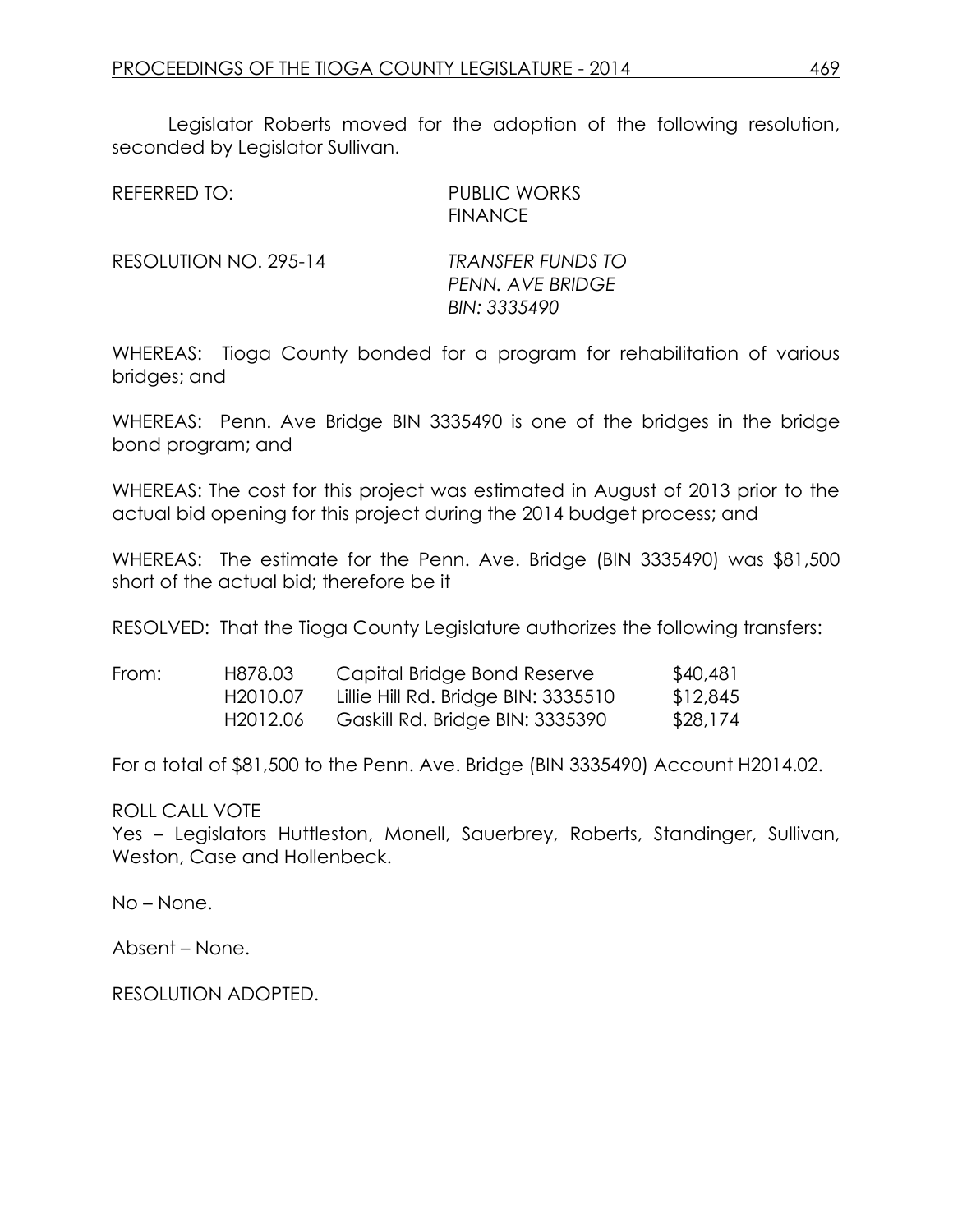Legislator Roberts moved for the adoption of the following resolution, seconded by Legislator Sullivan.

REFERRED TO: PUBLIC WORKS
FINANCE

RESOLUTION NO. 295-14 *TRANSFER FUNDS TO PENN. AVE BRIDGE BIN: 3335490*

WHEREAS: Tioga County bonded for a program for rehabilitation of various bridges; and

WHEREAS: Penn. Ave Bridge BIN 3335490 is one of the bridges in the bridge bond program; and

WHEREAS: The cost for this project was estimated in August of 2013 prior to the actual bid opening for this project during the 2014 budget process; and

WHEREAS: The estimate for the Penn. Ave. Bridge (BIN 3335490) was $81,500 short of the actual bid; therefore be it

RESOLVED: That the Tioga County Legislature authorizes the following transfers:

| | | | |
|---|---|---|---|
| From: | H878.03 | Capital Bridge Bond Reserve | $40,481 |
| | H2010.07 | Lillie Hill Rd. Bridge BIN: 3335510 | $12,845 |
| | H2012.06 | Gaskill Rd. Bridge BIN: 3335390 | $28,174 |

For a total of $81,500 to the Penn. Ave. Bridge (BIN 3335490) Account H2014.02.

ROLL CALL VOTE
Yes – Legislators Huttleston, Monell, Sauerbrey, Roberts, Standinger, Sullivan, Weston, Case and Hollenbeck.

No – None.

Absent – None.

RESOLUTION ADOPTED.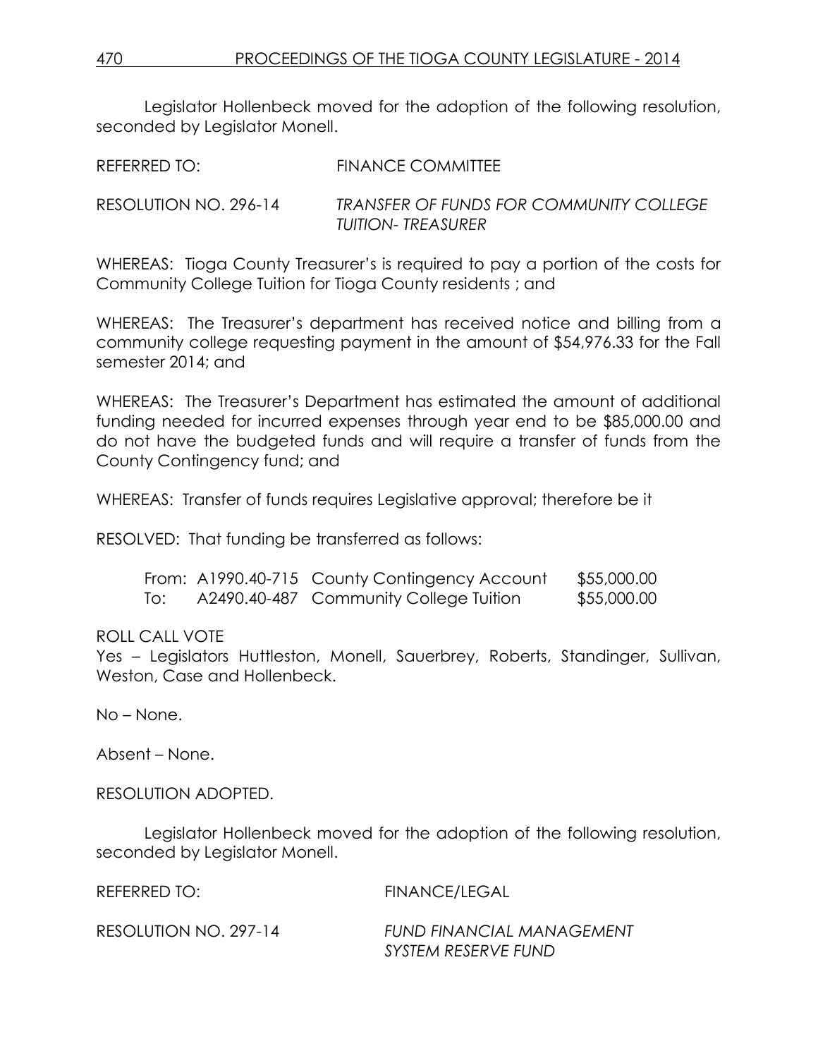Legislator Hollenbeck moved for the adoption of the following resolution, seconded by Legislator Monell.

REFERRED TO: FINANCE COMMITTEE

RESOLUTION NO. 296-14 *TRANSFER OF FUNDS FOR COMMUNITY COLLEGE TUITION- TREASURER*

WHEREAS: Tioga County Treasurer's is required to pay a portion of the costs for Community College Tuition for Tioga County residents ; and

WHEREAS: The Treasurer's department has received notice and billing from a community college requesting payment in the amount of $54,976.33 for the Fall semester 2014; and

WHEREAS: The Treasurer's Department has estimated the amount of additional funding needed for incurred expenses through year end to be $85,000.00 and do not have the budgeted funds and will require a transfer of funds from the County Contingency fund; and

WHEREAS: Transfer of funds requires Legislative approval; therefore be it

RESOLVED: That funding be transferred as follows:

| | | | |
|---|---|---|---|
| From: | A1990.40-715 | County Contingency Account | $55,000.00 |
| To: | A2490.40-487 | Community College Tuition | $55,000.00 |

ROLL CALL VOTE
Yes – Legislators Huttleston, Monell, Sauerbrey, Roberts, Standinger, Sullivan, Weston, Case and Hollenbeck.

No – None.

Absent – None.

RESOLUTION ADOPTED.

Legislator Hollenbeck moved for the adoption of the following resolution, seconded by Legislator Monell.

REFERRED TO: FINANCE/LEGAL

RESOLUTION NO. 297-14 *FUND FINANCIAL MANAGEMENT SYSTEM RESERVE FUND*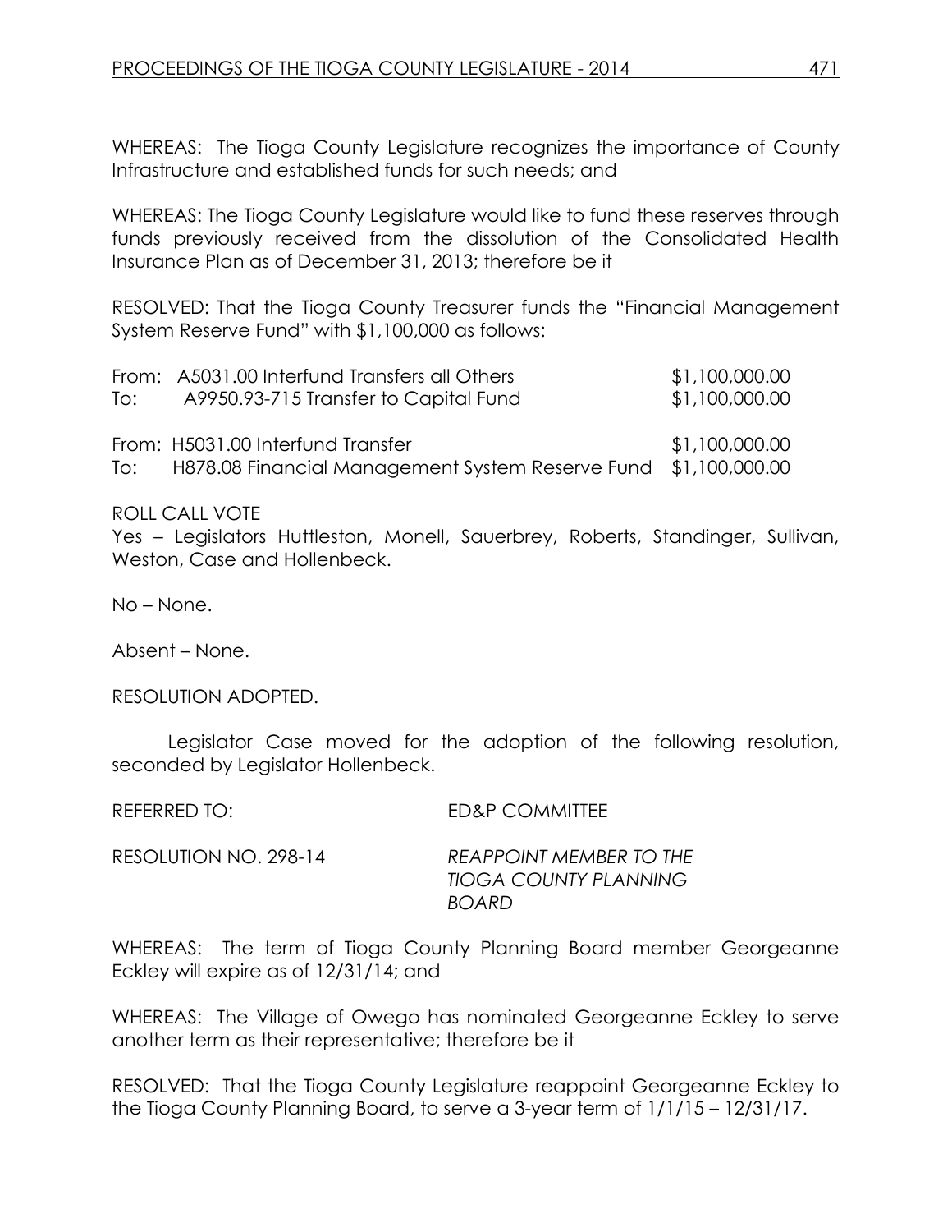WHEREAS: The Tioga County Legislature recognizes the importance of County Infrastructure and established funds for such needs; and

WHEREAS: The Tioga County Legislature would like to fund these reserves through funds previously received from the dissolution of the Consolidated Health Insurance Plan as of December 31, 2013; therefore be it

RESOLVED: That the Tioga County Treasurer funds the "Financial Management System Reserve Fund" with $1,100,000 as follows:

| | | |
|---|---|---|
| From: | A5031.00 Interfund Transfers all Others | $1,100,000.00 |
| To: | A9950.93-715 Transfer to Capital Fund | $1,100,000.00 |
| | | |
| From: | H5031.00 Interfund Transfer | $1,100,000.00 |
| To: | H878.08 Financial Management System Reserve Fund | $1,100,000.00 |

ROLL CALL VOTE
Yes – Legislators Huttleston, Monell, Sauerbrey, Roberts, Standinger, Sullivan, Weston, Case and Hollenbeck.

No – None.

Absent – None.

RESOLUTION ADOPTED.

Legislator Case moved for the adoption of the following resolution, seconded by Legislator Hollenbeck.

REFERRED TO: ED&P COMMITTEE

RESOLUTION NO. 298-14 *REAPPOINT MEMBER TO THE TIOGA COUNTY PLANNING BOARD*

WHEREAS: The term of Tioga County Planning Board member Georgeanne Eckley will expire as of 12/31/14; and

WHEREAS: The Village of Owego has nominated Georgeanne Eckley to serve another term as their representative; therefore be it

RESOLVED: That the Tioga County Legislature reappoint Georgeanne Eckley to the Tioga County Planning Board, to serve a 3-year term of 1/1/15 – 12/31/17.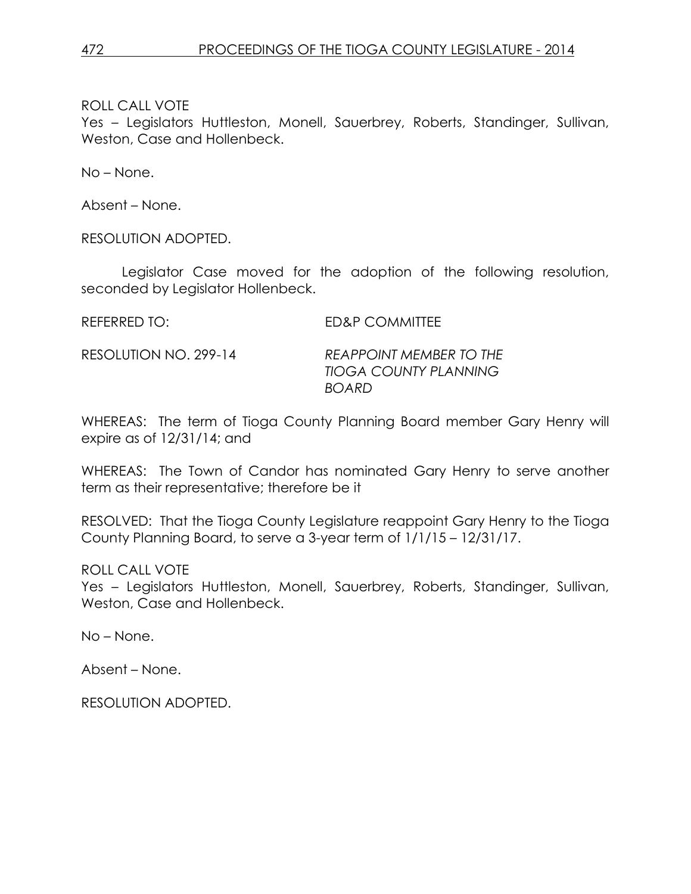ROLL CALL VOTE
Yes – Legislators Huttleston, Monell, Sauerbrey, Roberts, Standinger, Sullivan, Weston, Case and Hollenbeck.

No – None.

Absent – None.

RESOLUTION ADOPTED.

Legislator Case moved for the adoption of the following resolution, seconded by Legislator Hollenbeck.

REFERRED TO: ED&P COMMITTEE

RESOLUTION NO. 299-14 *REAPPOINT MEMBER TO THE TIOGA COUNTY PLANNING BOARD*

WHEREAS: The term of Tioga County Planning Board member Gary Henry will expire as of 12/31/14; and

WHEREAS: The Town of Candor has nominated Gary Henry to serve another term as their representative; therefore be it

RESOLVED: That the Tioga County Legislature reappoint Gary Henry to the Tioga County Planning Board, to serve a 3-year term of 1/1/15 – 12/31/17.

ROLL CALL VOTE
Yes – Legislators Huttleston, Monell, Sauerbrey, Roberts, Standinger, Sullivan, Weston, Case and Hollenbeck.

No – None.

Absent – None.

RESOLUTION ADOPTED.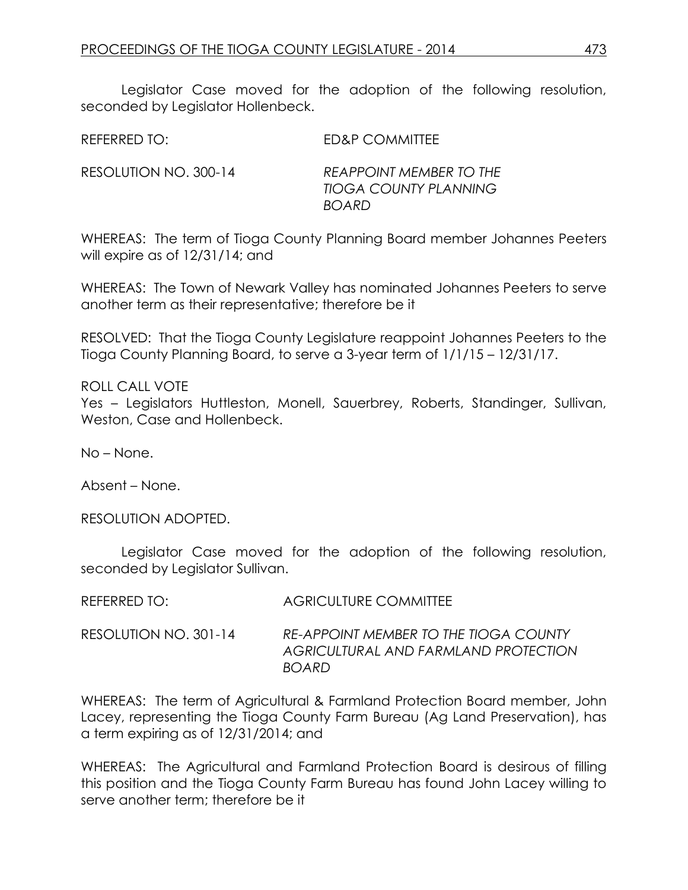Legislator Case moved for the adoption of the following resolution, seconded by Legislator Hollenbeck.

REFERRED TO: ED&P COMMITTEE

RESOLUTION NO. 300-14 *REAPPOINT MEMBER TO THE TIOGA COUNTY PLANNING BOARD*

WHEREAS: The term of Tioga County Planning Board member Johannes Peeters will expire as of 12/31/14; and

WHEREAS: The Town of Newark Valley has nominated Johannes Peeters to serve another term as their representative; therefore be it

RESOLVED: That the Tioga County Legislature reappoint Johannes Peeters to the Tioga County Planning Board, to serve a 3-year term of 1/1/15 – 12/31/17.

ROLL CALL VOTE
Yes – Legislators Huttleston, Monell, Sauerbrey, Roberts, Standinger, Sullivan, Weston, Case and Hollenbeck.

No – None.

Absent – None.

RESOLUTION ADOPTED.

Legislator Case moved for the adoption of the following resolution, seconded by Legislator Sullivan.

REFERRED TO: AGRICULTURE COMMITTEE

RESOLUTION NO. 301-14 *RE-APPOINT MEMBER TO THE TIOGA COUNTY AGRICULTURAL AND FARMLAND PROTECTION BOARD*

WHEREAS: The term of Agricultural & Farmland Protection Board member, John Lacey, representing the Tioga County Farm Bureau (Ag Land Preservation), has a term expiring as of 12/31/2014; and

WHEREAS: The Agricultural and Farmland Protection Board is desirous of filling this position and the Tioga County Farm Bureau has found John Lacey willing to serve another term; therefore be it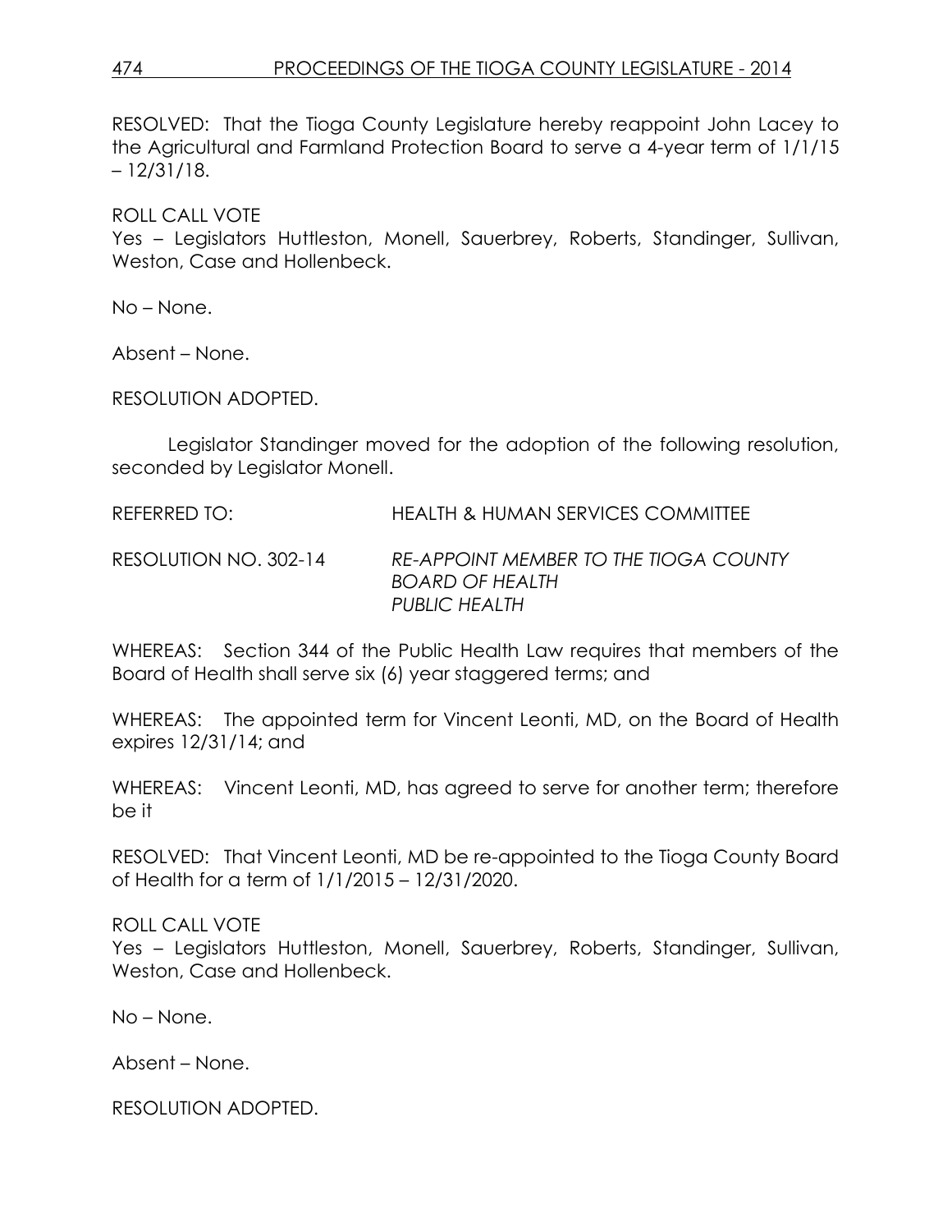RESOLVED: That the Tioga County Legislature hereby reappoint John Lacey to the Agricultural and Farmland Protection Board to serve a 4-year term of 1/1/15 – 12/31/18.

ROLL CALL VOTE
Yes – Legislators Huttleston, Monell, Sauerbrey, Roberts, Standinger, Sullivan, Weston, Case and Hollenbeck.

No – None.

Absent – None.

RESOLUTION ADOPTED.

Legislator Standinger moved for the adoption of the following resolution, seconded by Legislator Monell.

REFERRED TO: HEALTH & HUMAN SERVICES COMMITTEE

RESOLUTION NO. 302-14 *RE-APPOINT MEMBER TO THE TIOGA COUNTY BOARD OF HEALTH*
*PUBLIC HEALTH*

WHEREAS: Section 344 of the Public Health Law requires that members of the Board of Health shall serve six (6) year staggered terms; and

WHEREAS: The appointed term for Vincent Leonti, MD, on the Board of Health expires 12/31/14; and

WHEREAS: Vincent Leonti, MD, has agreed to serve for another term; therefore be it

RESOLVED: That Vincent Leonti, MD be re-appointed to the Tioga County Board of Health for a term of 1/1/2015 – 12/31/2020.

ROLL CALL VOTE
Yes – Legislators Huttleston, Monell, Sauerbrey, Roberts, Standinger, Sullivan, Weston, Case and Hollenbeck.

No – None.

Absent – None.

RESOLUTION ADOPTED.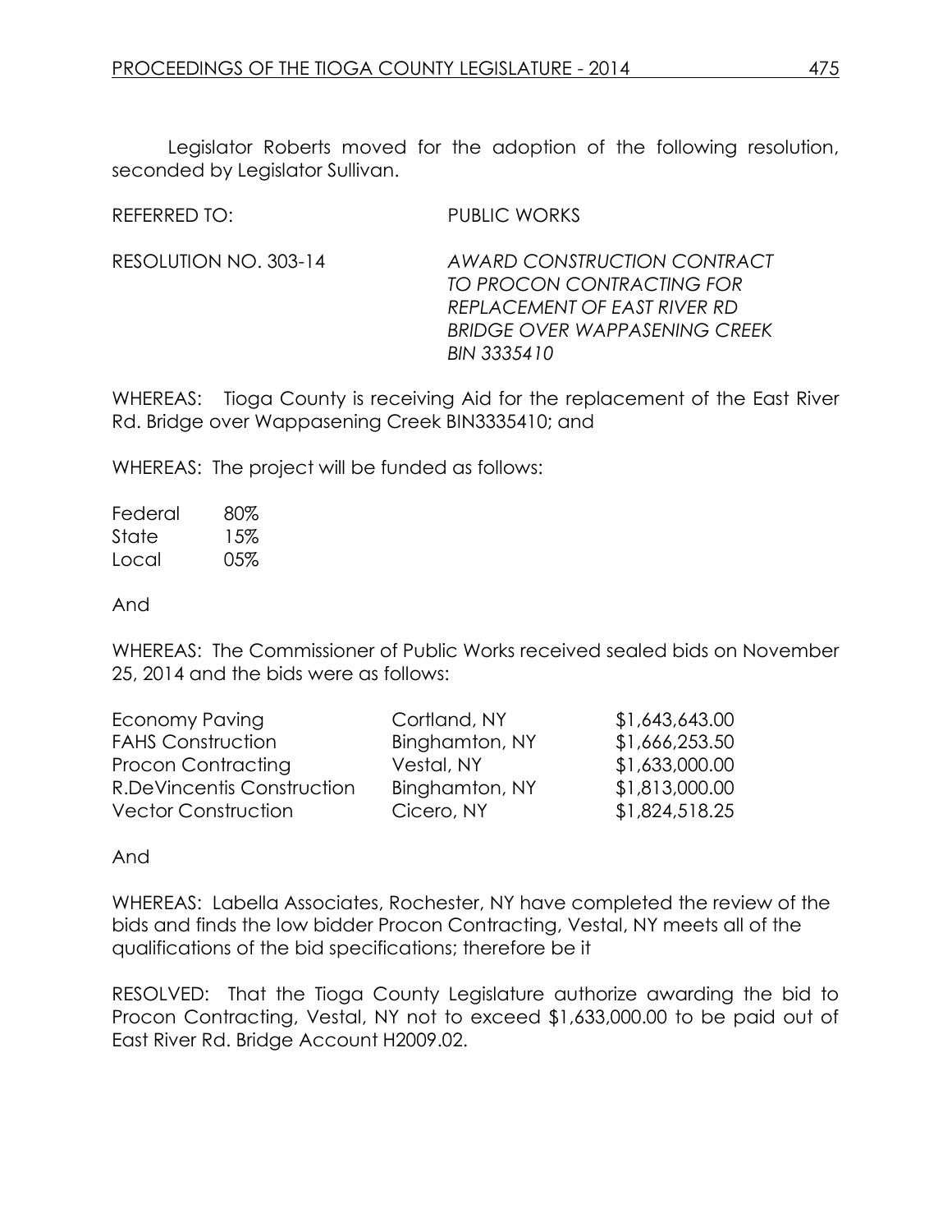Legislator Roberts moved for the adoption of the following resolution, seconded by Legislator Sullivan.

REFERRED TO: PUBLIC WORKS

RESOLUTION NO. 303-14 *AWARD CONSTRUCTION CONTRACT TO PROCON CONTRACTING FOR REPLACEMENT OF EAST RIVER RD BRIDGE OVER WAPPASENING CREEK BIN 3335410*

WHEREAS: Tioga County is receiving Aid for the replacement of the East River Rd. Bridge over Wappasening Creek BIN3335410; and

WHEREAS: The project will be funded as follows:

| | |
|---|---|
| Federal | 80% |
| State | 15% |
| Local | 05% |

And

WHEREAS: The Commissioner of Public Works received sealed bids on November 25, 2014 and the bids were as follows:

| | | |
|---|---|---|
| Economy Paving | Cortland, NY | $1,643,643.00 |
| FAHS Construction | Binghamton, NY | $1,666,253.50 |
| Procon Contracting | Vestal, NY | $1,633,000.00 |
| R.DeVincentis Construction | Binghamton, NY | $1,813,000.00 |
| Vector Construction | Cicero, NY | $1,824,518.25 |

And

WHEREAS: Labella Associates, Rochester, NY have completed the review of the bids and finds the low bidder Procon Contracting, Vestal, NY meets all of the qualifications of the bid specifications; therefore be it

RESOLVED: That the Tioga County Legislature authorize awarding the bid to Procon Contracting, Vestal, NY not to exceed $1,633,000.00 to be paid out of East River Rd. Bridge Account H2009.02.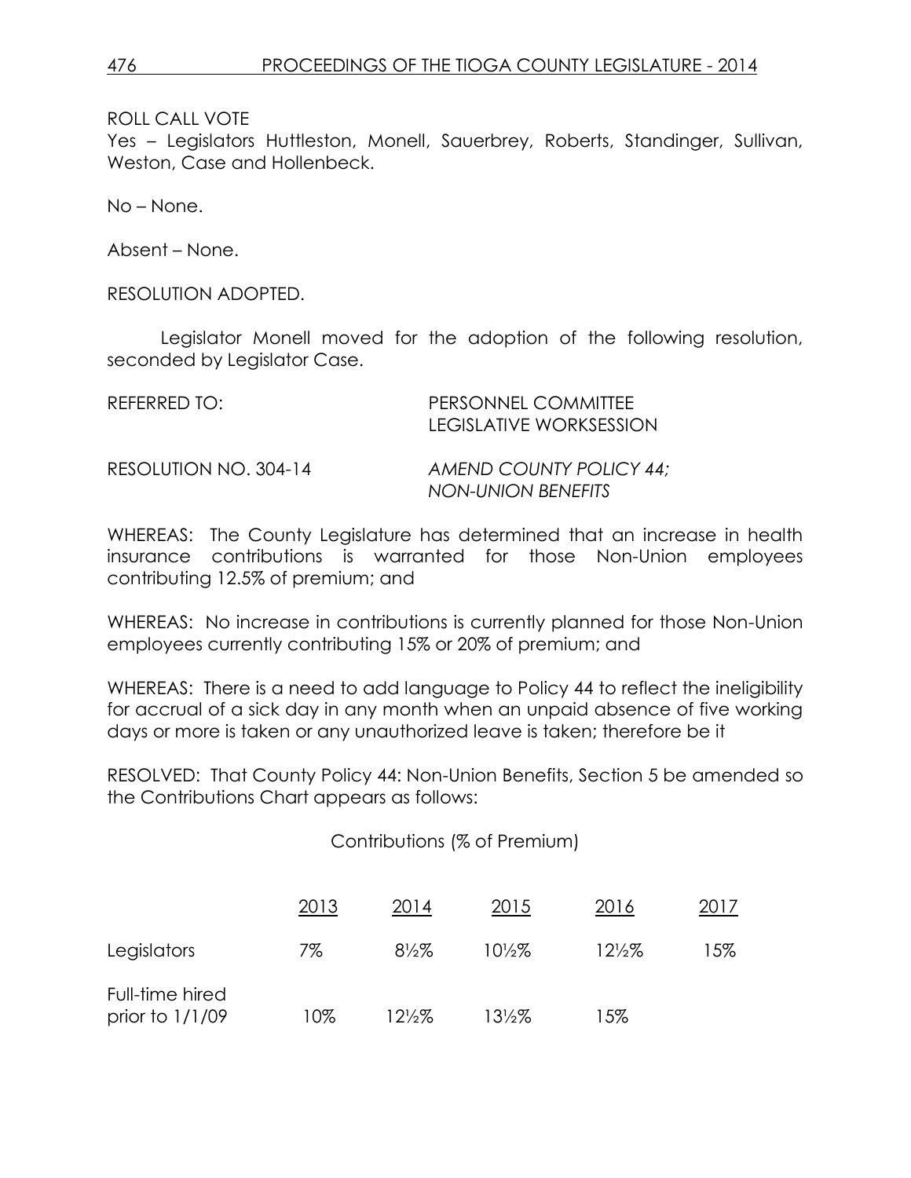ROLL CALL VOTE
Yes – Legislators Huttleston, Monell, Sauerbrey, Roberts, Standinger, Sullivan, Weston, Case and Hollenbeck.

No – None.

Absent – None.

RESOLUTION ADOPTED.

Legislator Monell moved for the adoption of the following resolution, seconded by Legislator Case.

REFERRED TO: PERSONNEL COMMITTEE
LEGISLATIVE WORKSESSION

RESOLUTION NO. 304-14 *AMEND COUNTY POLICY 44; NON-UNION BENEFITS*

WHEREAS: The County Legislature has determined that an increase in health insurance contributions is warranted for those Non-Union employees contributing 12.5% of premium; and

WHEREAS: No increase in contributions is currently planned for those Non-Union employees currently contributing 15% or 20% of premium; and

WHEREAS: There is a need to add language to Policy 44 to reflect the ineligibility for accrual of a sick day in any month when an unpaid absence of five working days or more is taken or any unauthorized leave is taken; therefore be it

RESOLVED: That County Policy 44: Non-Union Benefits, Section 5 be amended so the Contributions Chart appears as follows:

Contributions (% of Premium)

| | 2013 | 2014 | 2015 | 2016 | 2017 |
|---|---|---|---|---|---|
| Legislators | 7% | 8½% | 10½% | 12½% | 15% |
| Full-time hired prior to 1/1/09 | 10% | 12½% | 13½% | 15% | |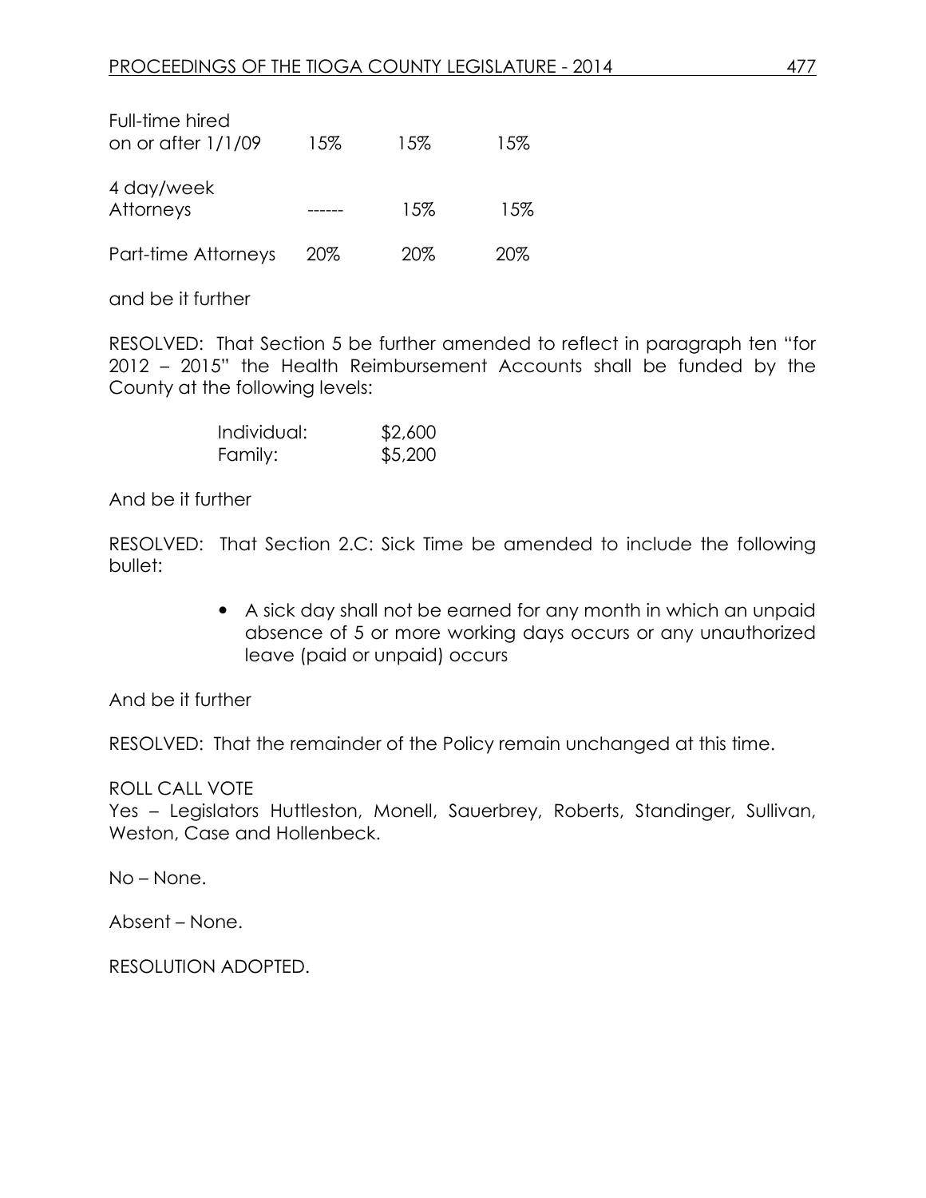| | | | |
|---|---|---|---|
| Full-time hired on or after 1/1/09 | 15% | 15% | 15% |
| 4 day/week Attorneys | ------ | 15% | 15% |
| Part-time Attorneys | 20% | 20% | 20% |

and be it further

RESOLVED: That Section 5 be further amended to reflect in paragraph ten "for 2012 – 2015" the Health Reimbursement Accounts shall be funded by the County at the following levels:

| | |
|---|---|
| Individual: | $2,600 |
| Family: | $5,200 |

And be it further

RESOLVED: That Section 2.C: Sick Time be amended to include the following bullet:

- A sick day shall not be earned for any month in which an unpaid absence of 5 or more working days occurs or any unauthorized leave (paid or unpaid) occurs

And be it further

RESOLVED: That the remainder of the Policy remain unchanged at this time.

ROLL CALL VOTE
Yes – Legislators Huttleston, Monell, Sauerbrey, Roberts, Standinger, Sullivan, Weston, Case and Hollenbeck.

No – None.

Absent – None.

RESOLUTION ADOPTED.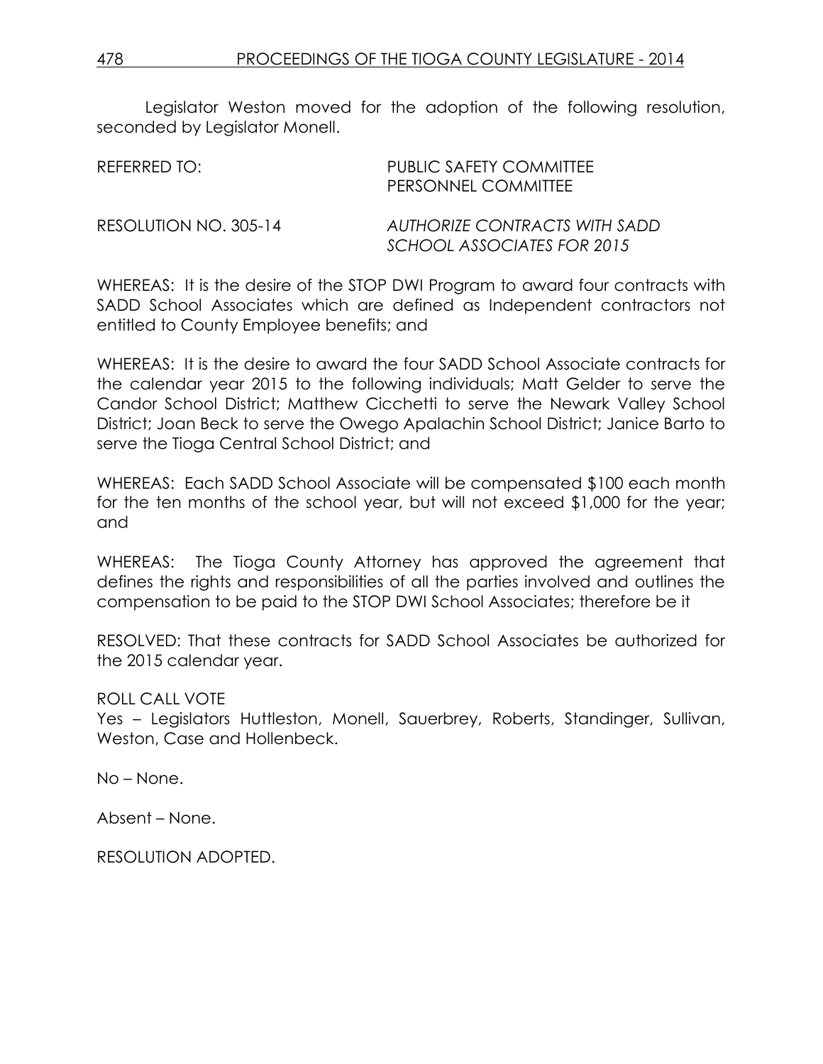Legislator Weston moved for the adoption of the following resolution, seconded by Legislator Monell.

REFERRED TO: PUBLIC SAFETY COMMITTEE
PERSONNEL COMMITTEE

RESOLUTION NO. 305-14 *AUTHORIZE CONTRACTS WITH SADD SCHOOL ASSOCIATES FOR 2015*

WHEREAS: It is the desire of the STOP DWI Program to award four contracts with SADD School Associates which are defined as Independent contractors not entitled to County Employee benefits; and

WHEREAS: It is the desire to award the four SADD School Associate contracts for the calendar year 2015 to the following individuals; Matt Gelder to serve the Candor School District; Matthew Cicchetti to serve the Newark Valley School District; Joan Beck to serve the Owego Apalachin School District; Janice Barto to serve the Tioga Central School District; and

WHEREAS: Each SADD School Associate will be compensated $100 each month for the ten months of the school year, but will not exceed $1,000 for the year; and

WHEREAS: The Tioga County Attorney has approved the agreement that defines the rights and responsibilities of all the parties involved and outlines the compensation to be paid to the STOP DWI School Associates; therefore be it

RESOLVED: That these contracts for SADD School Associates be authorized for the 2015 calendar year.

ROLL CALL VOTE
Yes – Legislators Huttleston, Monell, Sauerbrey, Roberts, Standinger, Sullivan, Weston, Case and Hollenbeck.

No – None.

Absent – None.

RESOLUTION ADOPTED.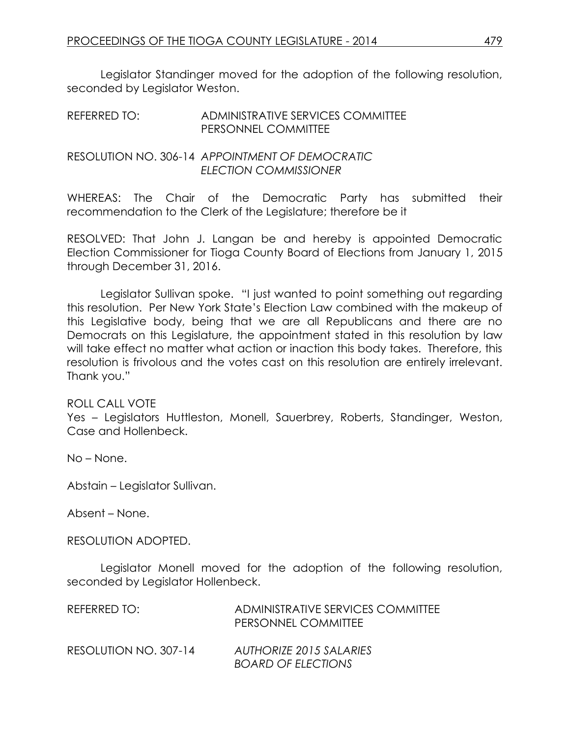Legislator Standinger moved for the adoption of the following resolution, seconded by Legislator Weston.

REFERRED TO: ADMINISTRATIVE SERVICES COMMITTEE
PERSONNEL COMMITTEE

RESOLUTION NO. 306-14 *APPOINTMENT OF DEMOCRATIC ELECTION COMMISSIONER*

WHEREAS: The Chair of the Democratic Party has submitted their recommendation to the Clerk of the Legislature; therefore be it

RESOLVED: That John J. Langan be and hereby is appointed Democratic Election Commissioner for Tioga County Board of Elections from January 1, 2015 through December 31, 2016.

Legislator Sullivan spoke. "I just wanted to point something out regarding this resolution. Per New York State's Election Law combined with the makeup of this Legislative body, being that we are all Republicans and there are no Democrats on this Legislature, the appointment stated in this resolution by law will take effect no matter what action or inaction this body takes. Therefore, this resolution is frivolous and the votes cast on this resolution are entirely irrelevant. Thank you."

ROLL CALL VOTE
Yes – Legislators Huttleston, Monell, Sauerbrey, Roberts, Standinger, Weston, Case and Hollenbeck.

No – None.

Abstain – Legislator Sullivan.

Absent – None.

RESOLUTION ADOPTED.

Legislator Monell moved for the adoption of the following resolution, seconded by Legislator Hollenbeck.

REFERRED TO: ADMINISTRATIVE SERVICES COMMITTEE
PERSONNEL COMMITTEE

RESOLUTION NO. 307-14 *AUTHORIZE 2015 SALARIES BOARD OF ELECTIONS*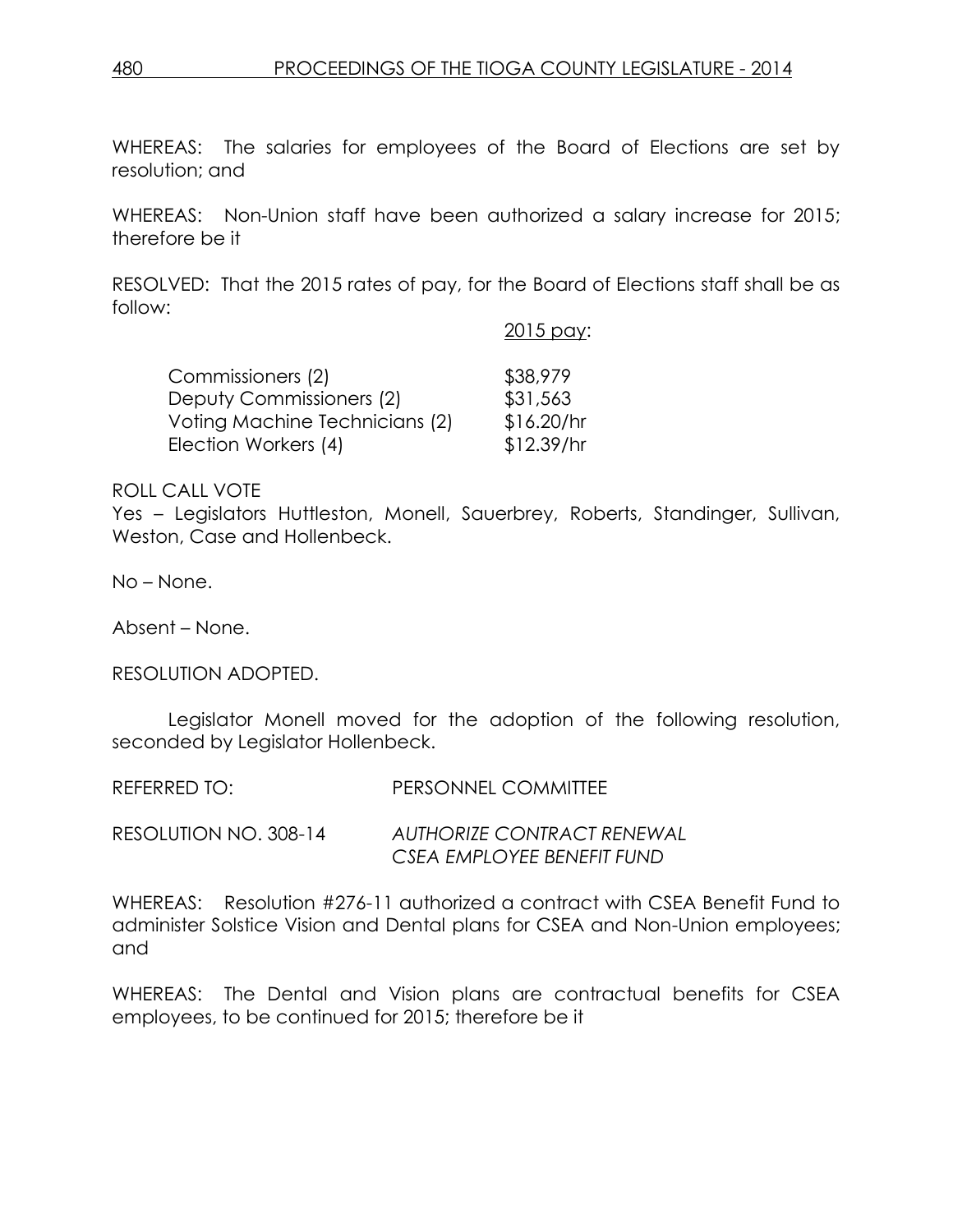WHEREAS: The salaries for employees of the Board of Elections are set by resolution; and

WHEREAS: Non-Union staff have been authorized a salary increase for 2015; therefore be it

RESOLVED: That the 2015 rates of pay, for the Board of Elections staff shall be as follow:

| | 2015 pay: |
|---|---|
| Commissioners (2) | $38,979 |
| Deputy Commissioners (2) | $31,563 |
| Voting Machine Technicians (2) | $16.20/hr |
| Election Workers (4) | $12.39/hr |

ROLL CALL VOTE
Yes – Legislators Huttleston, Monell, Sauerbrey, Roberts, Standinger, Sullivan, Weston, Case and Hollenbeck.

No – None.

Absent – None.

RESOLUTION ADOPTED.

Legislator Monell moved for the adoption of the following resolution, seconded by Legislator Hollenbeck.

REFERRED TO: PERSONNEL COMMITTEE

RESOLUTION NO. 308-14 *AUTHORIZE CONTRACT RENEWAL CSEA EMPLOYEE BENEFIT FUND*

WHEREAS: Resolution #276-11 authorized a contract with CSEA Benefit Fund to administer Solstice Vision and Dental plans for CSEA and Non-Union employees; and

WHEREAS: The Dental and Vision plans are contractual benefits for CSEA employees, to be continued for 2015; therefore be it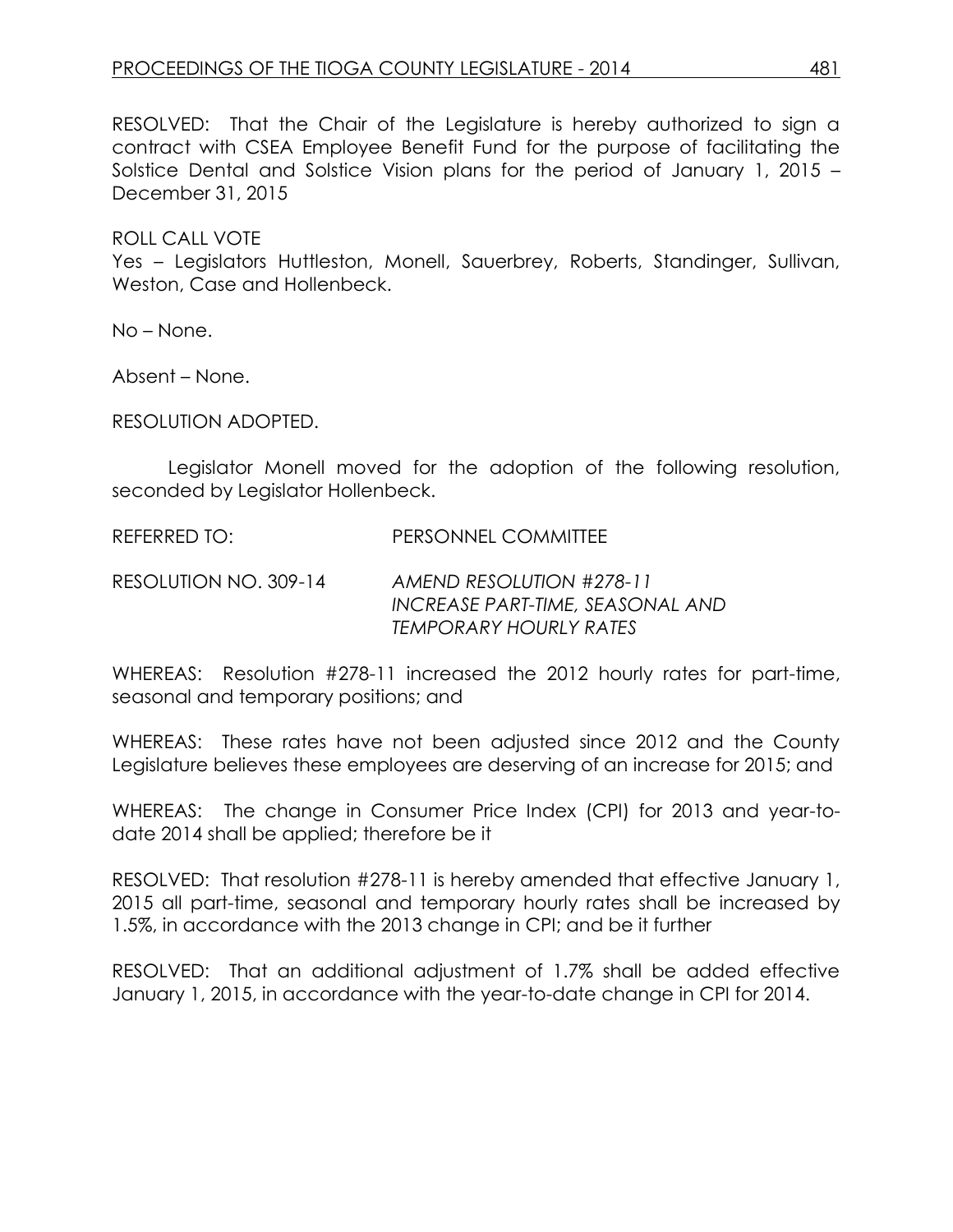RESOLVED: That the Chair of the Legislature is hereby authorized to sign a contract with CSEA Employee Benefit Fund for the purpose of facilitating the Solstice Dental and Solstice Vision plans for the period of January 1, 2015 – December 31, 2015

ROLL CALL VOTE
Yes – Legislators Huttleston, Monell, Sauerbrey, Roberts, Standinger, Sullivan, Weston, Case and Hollenbeck.

No – None.

Absent – None.

RESOLUTION ADOPTED.

Legislator Monell moved for the adoption of the following resolution, seconded by Legislator Hollenbeck.

REFERRED TO: PERSONNEL COMMITTEE

RESOLUTION NO. 309-14 *AMEND RESOLUTION #278-11 INCREASE PART-TIME, SEASONAL AND TEMPORARY HOURLY RATES*

WHEREAS: Resolution #278-11 increased the 2012 hourly rates for part-time, seasonal and temporary positions; and

WHEREAS: These rates have not been adjusted since 2012 and the County Legislature believes these employees are deserving of an increase for 2015; and

WHEREAS: The change in Consumer Price Index (CPI) for 2013 and year-to-date 2014 shall be applied; therefore be it

RESOLVED: That resolution #278-11 is hereby amended that effective January 1, 2015 all part-time, seasonal and temporary hourly rates shall be increased by 1.5%, in accordance with the 2013 change in CPI; and be it further

RESOLVED: That an additional adjustment of 1.7% shall be added effective January 1, 2015, in accordance with the year-to-date change in CPI for 2014.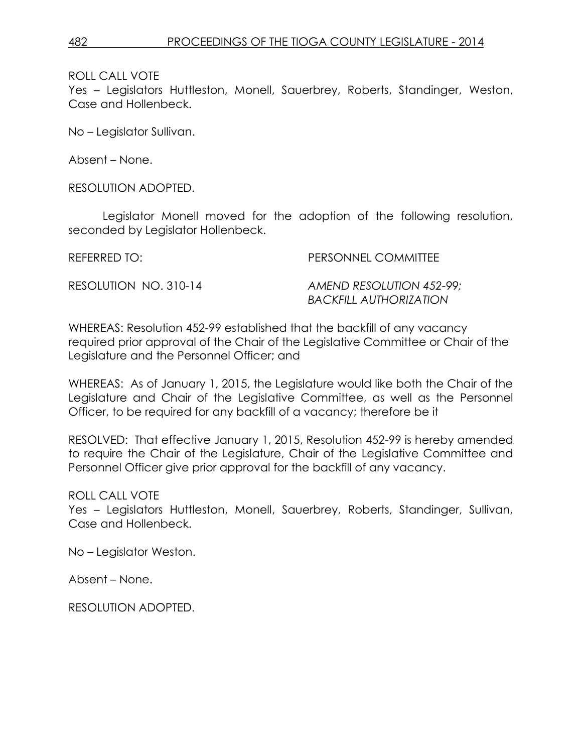ROLL CALL VOTE
Yes – Legislators Huttleston, Monell, Sauerbrey, Roberts, Standinger, Weston, Case and Hollenbeck.

No – Legislator Sullivan.

Absent – None.

RESOLUTION ADOPTED.

Legislator Monell moved for the adoption of the following resolution, seconded by Legislator Hollenbeck.

REFERRED TO: PERSONNEL COMMITTEE

RESOLUTION NO. 310-14 *AMEND RESOLUTION 452-99; BACKFILL AUTHORIZATION*

WHEREAS: Resolution 452-99 established that the backfill of any vacancy required prior approval of the Chair of the Legislative Committee or Chair of the Legislature and the Personnel Officer; and

WHEREAS: As of January 1, 2015, the Legislature would like both the Chair of the Legislature and Chair of the Legislative Committee, as well as the Personnel Officer, to be required for any backfill of a vacancy; therefore be it

RESOLVED: That effective January 1, 2015, Resolution 452-99 is hereby amended to require the Chair of the Legislature, Chair of the Legislative Committee and Personnel Officer give prior approval for the backfill of any vacancy.

ROLL CALL VOTE
Yes – Legislators Huttleston, Monell, Sauerbrey, Roberts, Standinger, Sullivan, Case and Hollenbeck.

No – Legislator Weston.

Absent – None.

RESOLUTION ADOPTED.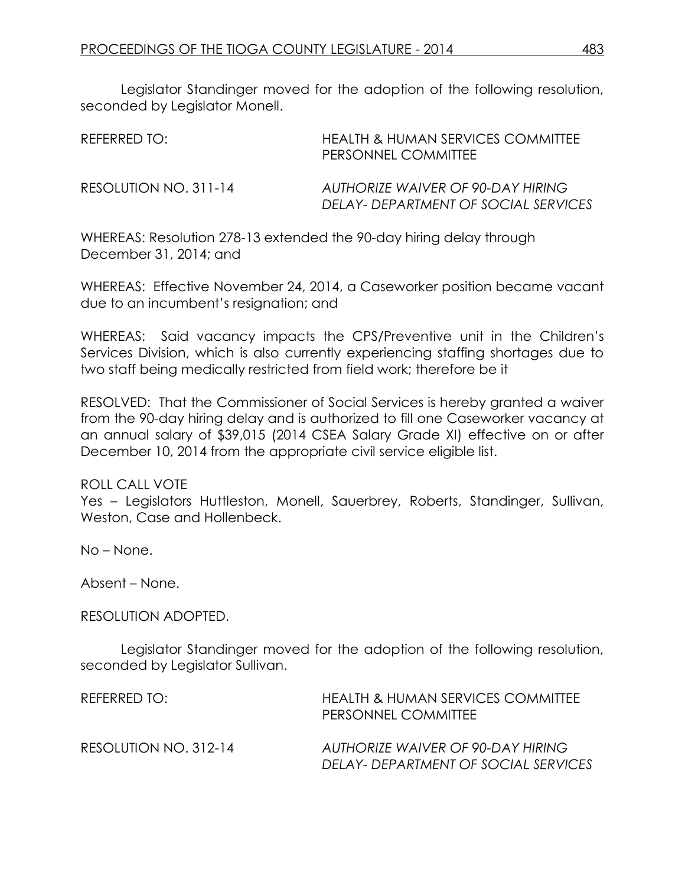Legislator Standinger moved for the adoption of the following resolution, seconded by Legislator Monell.

REFERRED TO: HEALTH & HUMAN SERVICES COMMITTEE
PERSONNEL COMMITTEE

RESOLUTION NO. 311-14 *AUTHORIZE WAIVER OF 90-DAY HIRING DELAY- DEPARTMENT OF SOCIAL SERVICES*

WHEREAS: Resolution 278-13 extended the 90-day hiring delay through December 31, 2014; and

WHEREAS: Effective November 24, 2014, a Caseworker position became vacant due to an incumbent's resignation; and

WHEREAS: Said vacancy impacts the CPS/Preventive unit in the Children's Services Division, which is also currently experiencing staffing shortages due to two staff being medically restricted from field work; therefore be it

RESOLVED: That the Commissioner of Social Services is hereby granted a waiver from the 90-day hiring delay and is authorized to fill one Caseworker vacancy at an annual salary of $39,015 (2014 CSEA Salary Grade XI) effective on or after December 10, 2014 from the appropriate civil service eligible list.

ROLL CALL VOTE
Yes – Legislators Huttleston, Monell, Sauerbrey, Roberts, Standinger, Sullivan, Weston, Case and Hollenbeck.

No – None.

Absent – None.

RESOLUTION ADOPTED.

Legislator Standinger moved for the adoption of the following resolution, seconded by Legislator Sullivan.

REFERRED TO: HEALTH & HUMAN SERVICES COMMITTEE
PERSONNEL COMMITTEE

RESOLUTION NO. 312-14 *AUTHORIZE WAIVER OF 90-DAY HIRING DELAY- DEPARTMENT OF SOCIAL SERVICES*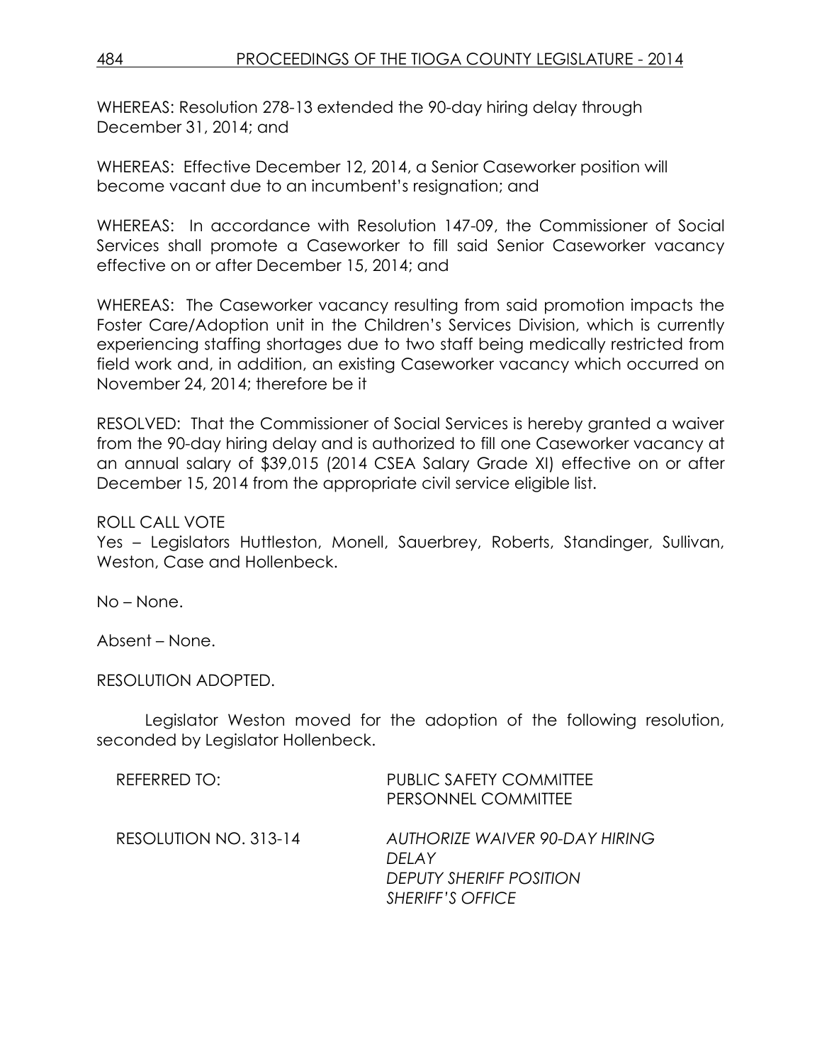WHEREAS: Resolution 278-13 extended the 90-day hiring delay through December 31, 2014; and

WHEREAS: Effective December 12, 2014, a Senior Caseworker position will become vacant due to an incumbent's resignation; and

WHEREAS: In accordance with Resolution 147-09, the Commissioner of Social Services shall promote a Caseworker to fill said Senior Caseworker vacancy effective on or after December 15, 2014; and

WHEREAS: The Caseworker vacancy resulting from said promotion impacts the Foster Care/Adoption unit in the Children's Services Division, which is currently experiencing staffing shortages due to two staff being medically restricted from field work and, in addition, an existing Caseworker vacancy which occurred on November 24, 2014; therefore be it

RESOLVED: That the Commissioner of Social Services is hereby granted a waiver from the 90-day hiring delay and is authorized to fill one Caseworker vacancy at an annual salary of $39,015 (2014 CSEA Salary Grade XI) effective on or after December 15, 2014 from the appropriate civil service eligible list.

ROLL CALL VOTE
Yes – Legislators Huttleston, Monell, Sauerbrey, Roberts, Standinger, Sullivan, Weston, Case and Hollenbeck.

No – None.

Absent – None.

RESOLUTION ADOPTED.

Legislator Weston moved for the adoption of the following resolution, seconded by Legislator Hollenbeck.

REFERRED TO: PUBLIC SAFETY COMMITTEE
PERSONNEL COMMITTEE

RESOLUTION NO. 313-14 *AUTHORIZE WAIVER 90-DAY HIRING DELAY*
*DEPUTY SHERIFF POSITION*
*SHERIFF'S OFFICE*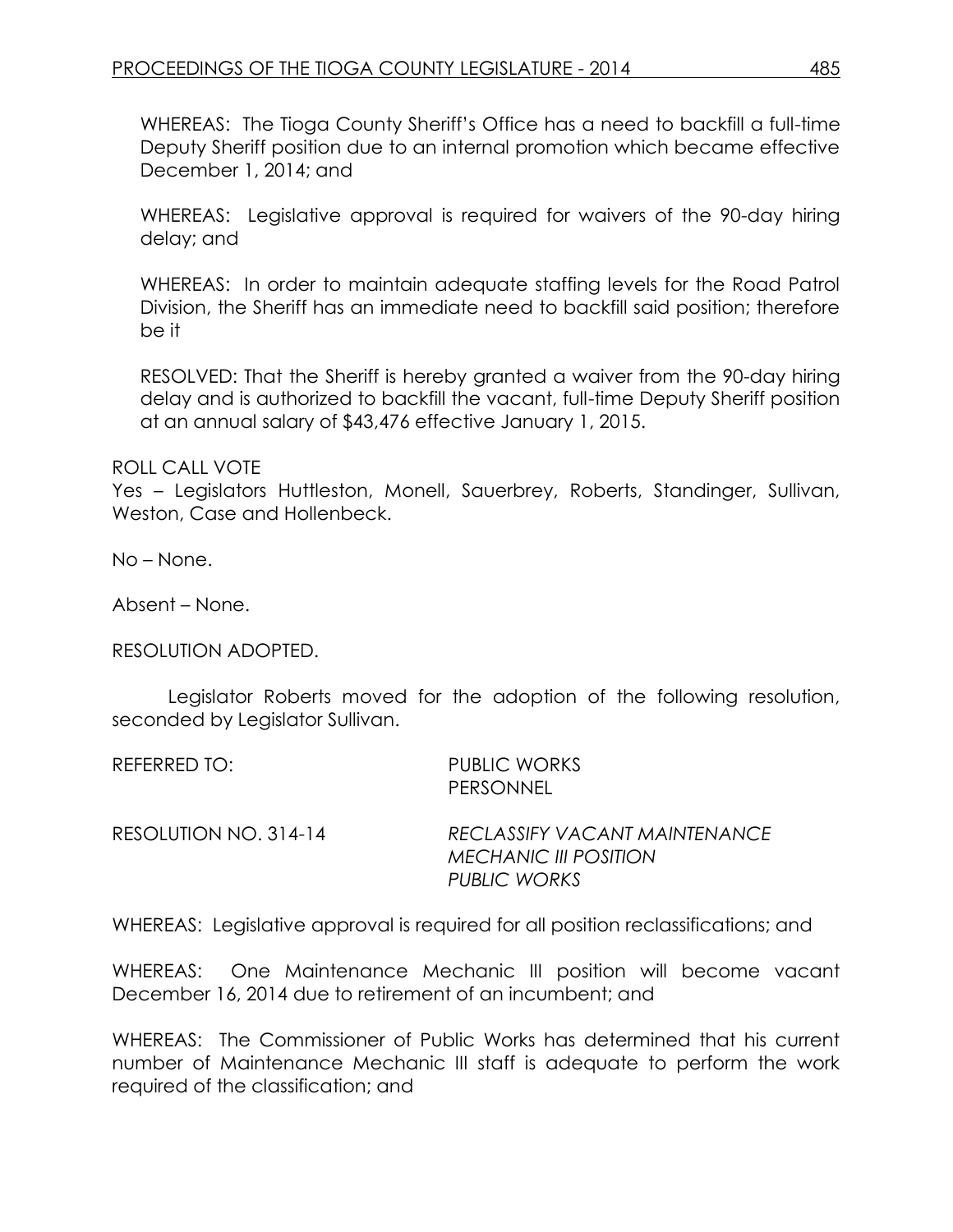WHEREAS: The Tioga County Sheriff's Office has a need to backfill a full-time Deputy Sheriff position due to an internal promotion which became effective December 1, 2014; and

WHEREAS: Legislative approval is required for waivers of the 90-day hiring delay; and

WHEREAS: In order to maintain adequate staffing levels for the Road Patrol Division, the Sheriff has an immediate need to backfill said position; therefore be it

RESOLVED: That the Sheriff is hereby granted a waiver from the 90-day hiring delay and is authorized to backfill the vacant, full-time Deputy Sheriff position at an annual salary of $43,476 effective January 1, 2015.

ROLL CALL VOTE
Yes – Legislators Huttleston, Monell, Sauerbrey, Roberts, Standinger, Sullivan, Weston, Case and Hollenbeck.

No – None.

Absent – None.

RESOLUTION ADOPTED.

Legislator Roberts moved for the adoption of the following resolution, seconded by Legislator Sullivan.

REFERRED TO: PUBLIC WORKS
PERSONNEL

RESOLUTION NO. 314-14 *RECLASSIFY VACANT MAINTENANCE MECHANIC III POSITION PUBLIC WORKS*

WHEREAS: Legislative approval is required for all position reclassifications; and

WHEREAS: One Maintenance Mechanic III position will become vacant December 16, 2014 due to retirement of an incumbent; and

WHEREAS: The Commissioner of Public Works has determined that his current number of Maintenance Mechanic III staff is adequate to perform the work required of the classification; and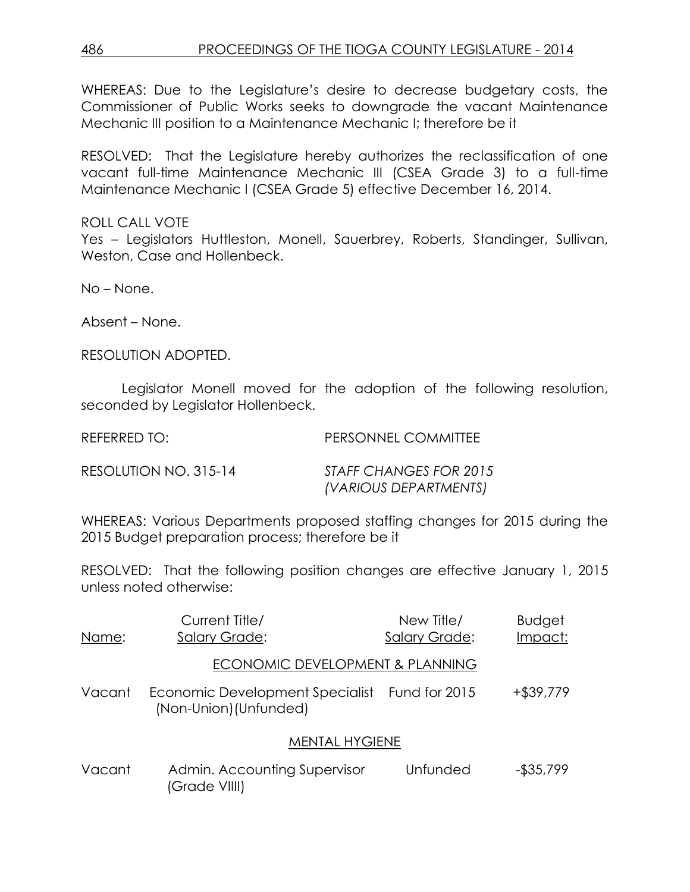WHEREAS: Due to the Legislature's desire to decrease budgetary costs, the Commissioner of Public Works seeks to downgrade the vacant Maintenance Mechanic III position to a Maintenance Mechanic I; therefore be it

RESOLVED: That the Legislature hereby authorizes the reclassification of one vacant full-time Maintenance Mechanic III (CSEA Grade 3) to a full-time Maintenance Mechanic I (CSEA Grade 5) effective December 16, 2014.

ROLL CALL VOTE
Yes – Legislators Huttleston, Monell, Sauerbrey, Roberts, Standinger, Sullivan, Weston, Case and Hollenbeck.

No – None.

Absent – None.

RESOLUTION ADOPTED.

Legislator Monell moved for the adoption of the following resolution, seconded by Legislator Hollenbeck.

REFERRED TO: PERSONNEL COMMITTEE

RESOLUTION NO. 315-14 *STAFF CHANGES FOR 2015 (VARIOUS DEPARTMENTS)*

WHEREAS: Various Departments proposed staffing changes for 2015 during the 2015 Budget preparation process; therefore be it

RESOLVED: That the following position changes are effective January 1, 2015 unless noted otherwise:

| Name: | Current Title/ Salary Grade: | New Title/ Salary Grade: | Budget Impact: |
|---|---|---|---|
| | ECONOMIC DEVELOPMENT & PLANNING | | |
| Vacant | Economic Development Specialist (Non-Union)(Unfunded) | Fund for 2015 | +$39,779 |
| | MENTAL HYGIENE | | |
| Vacant | Admin. Accounting Supervisor (Grade VIIII) | Unfunded | -$35,799 |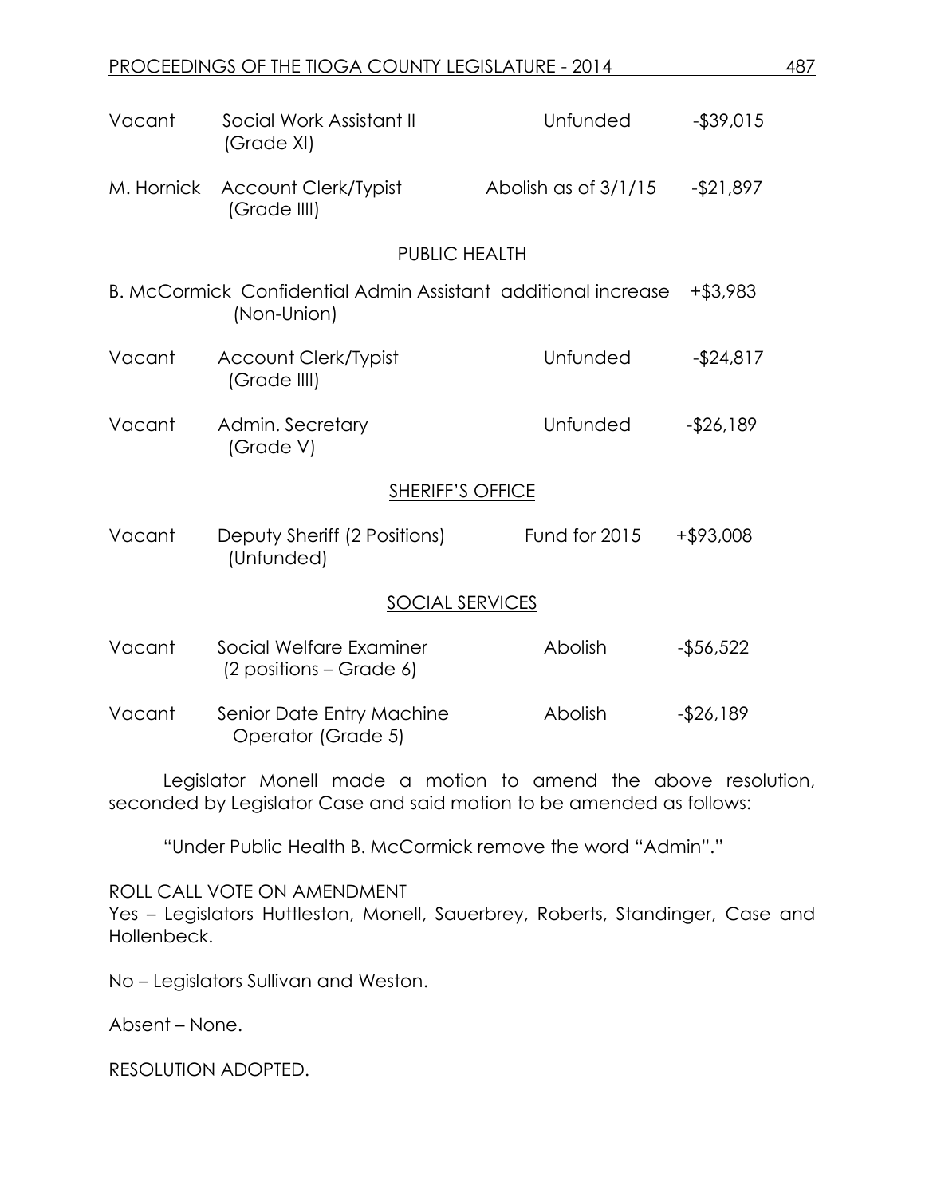| | | | |
|---|---|---|---|
| Vacant | Social Work Assistant II (Grade XI) | Unfunded | -$39,015 |
| M. Hornick | Account Clerk/Typist (Grade IIII) | Abolish as of 3/1/15 | -$21,897 |

PUBLIC HEALTH

| | | | |
|---|---|---|---|
| B. McCormick | Confidential Admin Assistant (Non-Union) | additional increase | +$3,983 |
| Vacant | Account Clerk/Typist (Grade IIII) | Unfunded | -$24,817 |
| Vacant | Admin. Secretary (Grade V) | Unfunded | -$26,189 |

SHERIFF'S OFFICE

| | | | |
|---|---|---|---|
| Vacant | Deputy Sheriff (2 Positions) (Unfunded) | Fund for 2015 | +$93,008 |

SOCIAL SERVICES

| | | | |
|---|---|---|---|
| Vacant | Social Welfare Examiner (2 positions – Grade 6) | Abolish | -$56,522 |
| Vacant | Senior Date Entry Machine Operator (Grade 5) | Abolish | -$26,189 |

Legislator Monell made a motion to amend the above resolution, seconded by Legislator Case and said motion to be amended as follows:

"Under Public Health B. McCormick remove the word "Admin"."

ROLL CALL VOTE ON AMENDMENT
Yes – Legislators Huttleston, Monell, Sauerbrey, Roberts, Standinger, Case and Hollenbeck.

No – Legislators Sullivan and Weston.

Absent – None.

RESOLUTION ADOPTED.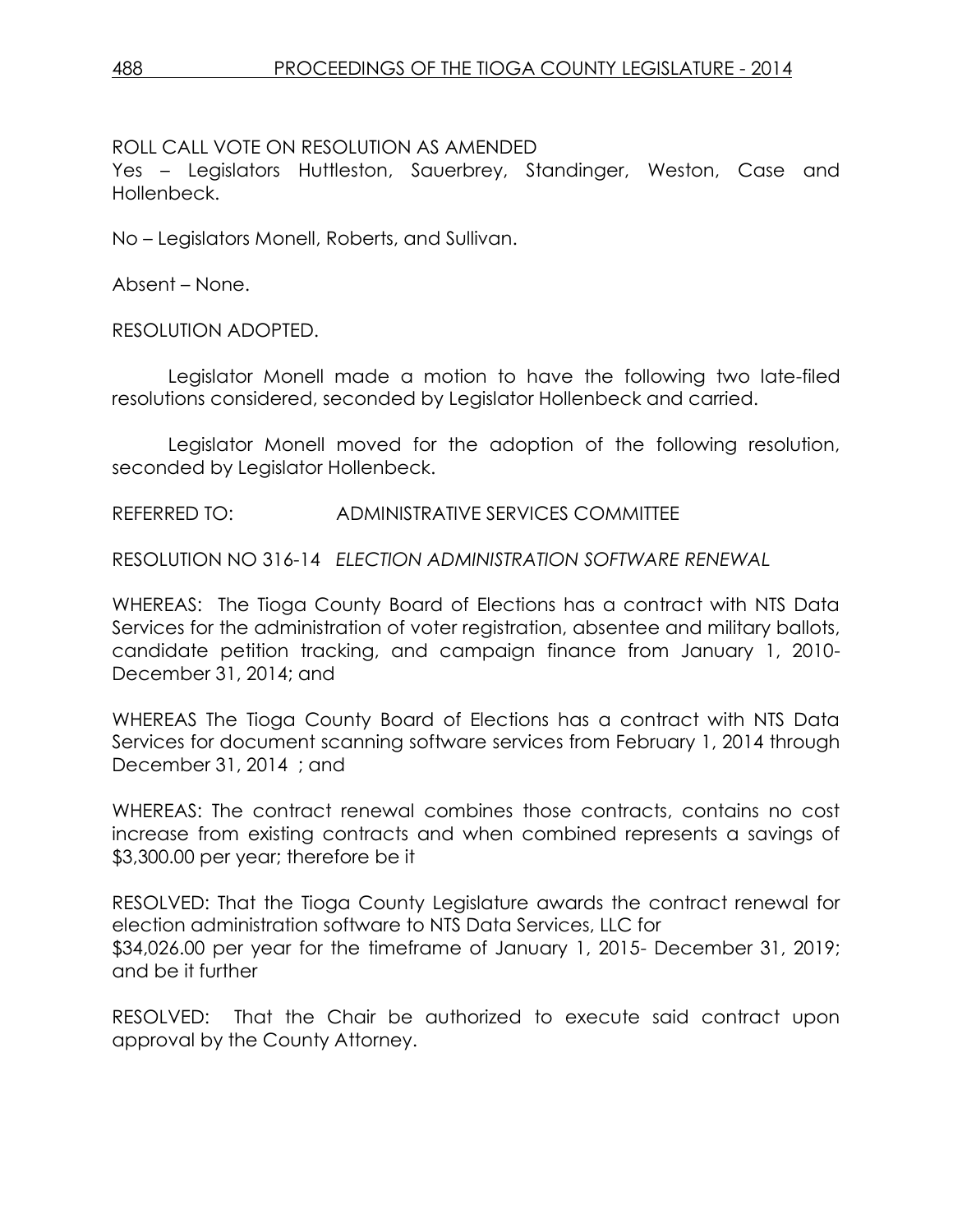ROLL CALL VOTE ON RESOLUTION AS AMENDED

Yes – Legislators Huttleston, Sauerbrey, Standinger, Weston, Case and Hollenbeck.

No – Legislators Monell, Roberts, and Sullivan.

Absent – None.

RESOLUTION ADOPTED.

Legislator Monell made a motion to have the following two late-filed resolutions considered, seconded by Legislator Hollenbeck and carried.

Legislator Monell moved for the adoption of the following resolution, seconded by Legislator Hollenbeck.

REFERRED TO: ADMINISTRATIVE SERVICES COMMITTEE

RESOLUTION NO 316-14 *ELECTION ADMINISTRATION SOFTWARE RENEWAL*

WHEREAS: The Tioga County Board of Elections has a contract with NTS Data Services for the administration of voter registration, absentee and military ballots, candidate petition tracking, and campaign finance from January 1, 2010-December 31, 2014; and

WHEREAS The Tioga County Board of Elections has a contract with NTS Data Services for document scanning software services from February 1, 2014 through December 31, 2014 ; and

WHEREAS: The contract renewal combines those contracts, contains no cost increase from existing contracts and when combined represents a savings of $3,300.00 per year; therefore be it

RESOLVED: That the Tioga County Legislature awards the contract renewal for election administration software to NTS Data Services, LLC for $34,026.00 per year for the timeframe of January 1, 2015- December 31, 2019; and be it further

RESOLVED: That the Chair be authorized to execute said contract upon approval by the County Attorney.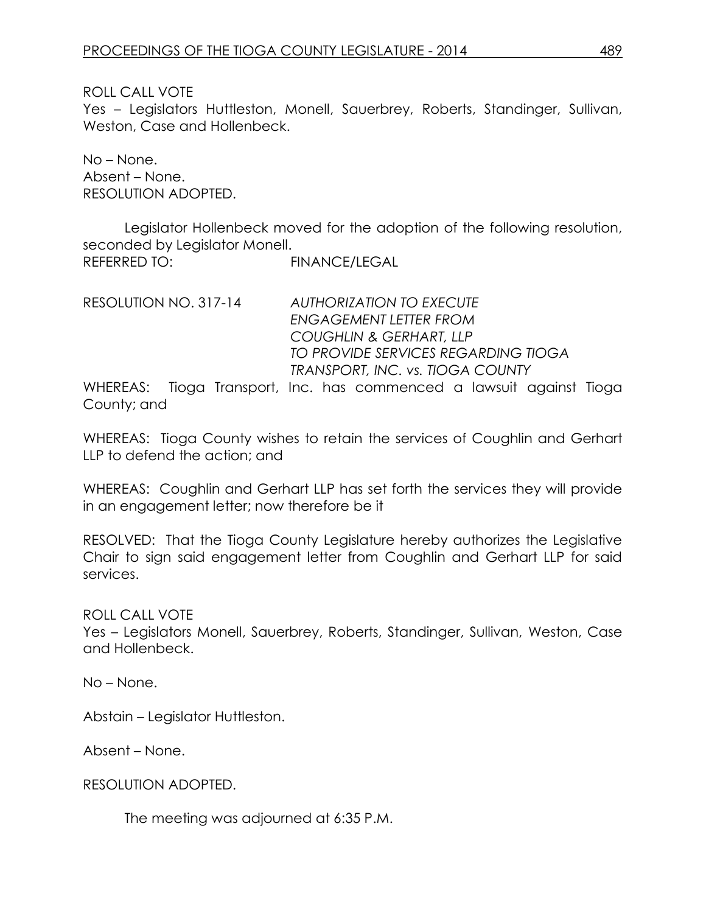ROLL CALL VOTE
Yes – Legislators Huttleston, Monell, Sauerbrey, Roberts, Standinger, Sullivan, Weston, Case and Hollenbeck.

No – None.
Absent – None.
RESOLUTION ADOPTED.

Legislator Hollenbeck moved for the adoption of the following resolution, seconded by Legislator Monell.
REFERRED TO: FINANCE/LEGAL

RESOLUTION NO. 317-14 *AUTHORIZATION TO EXECUTE ENGAGEMENT LETTER FROM COUGHLIN & GERHART, LLP TO PROVIDE SERVICES REGARDING TIOGA TRANSPORT, INC. vs. TIOGA COUNTY*

WHEREAS: Tioga Transport, Inc. has commenced a lawsuit against Tioga County; and

WHEREAS: Tioga County wishes to retain the services of Coughlin and Gerhart LLP to defend the action; and

WHEREAS: Coughlin and Gerhart LLP has set forth the services they will provide in an engagement letter; now therefore be it

RESOLVED: That the Tioga County Legislature hereby authorizes the Legislative Chair to sign said engagement letter from Coughlin and Gerhart LLP for said services.

ROLL CALL VOTE
Yes – Legislators Monell, Sauerbrey, Roberts, Standinger, Sullivan, Weston, Case and Hollenbeck.

No – None.

Abstain – Legislator Huttleston.

Absent – None.

RESOLUTION ADOPTED.

The meeting was adjourned at 6:35 P.M.